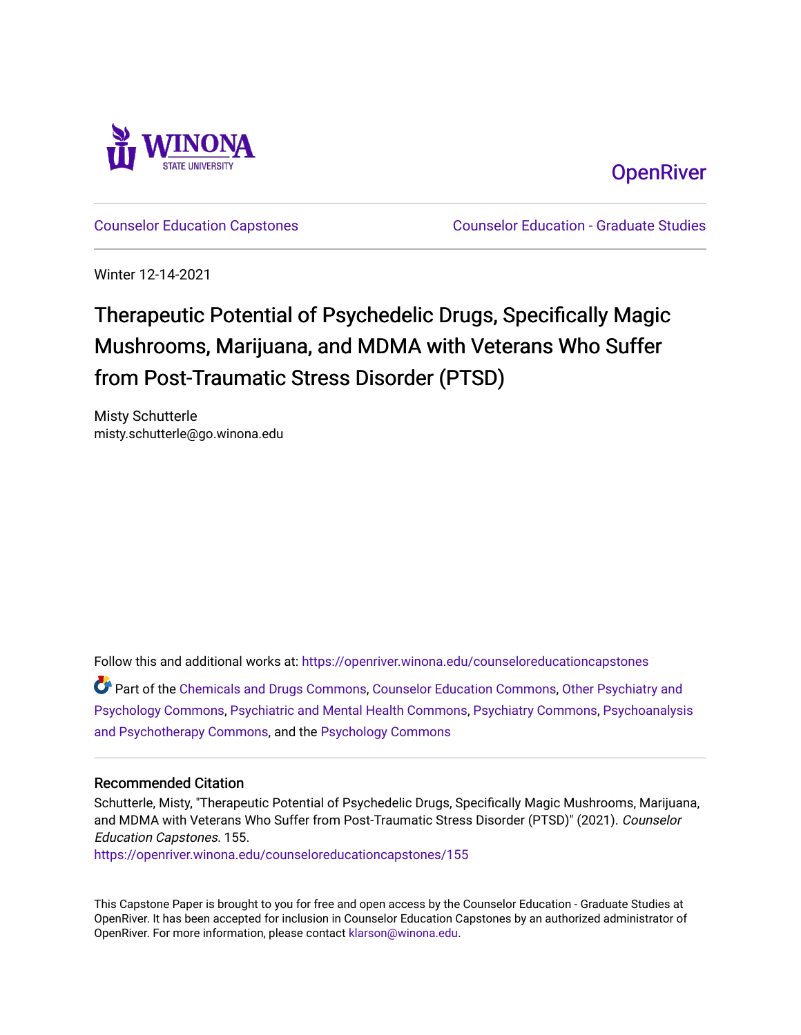Winona State University

OpenRiver

Counselor Education Capstones | Counselor Education - Graduate Studies

Winter 12-14-2021

# Therapeutic Potential of Psychedelic Drugs, Specifically Magic Mushrooms, Marijuana, and MDMA with Veterans Who Suffer from Post-Traumatic Stress Disorder (PTSD)

Misty Schutterle
misty.schutterle@go.winona.edu

Follow this and additional works at: https://openriver.winona.edu/counseloreducationcapstones

Part of the Chemicals and Drugs Commons, Counselor Education Commons, Other Psychiatry and Psychology Commons, Psychiatric and Mental Health Commons, Psychiatry Commons, Psychoanalysis and Psychotherapy Commons, and the Psychology Commons

## Recommended Citation

Schutterle, Misty, "Therapeutic Potential of Psychedelic Drugs, Specifically Magic Mushrooms, Marijuana, and MDMA with Veterans Who Suffer from Post-Traumatic Stress Disorder (PTSD)" (2021). *Counselor Education Capstones*. 155.
https://openriver.winona.edu/counseloreducationcapstones/155

This Capstone Paper is brought to you for free and open access by the Counselor Education - Graduate Studies at OpenRiver. It has been accepted for inclusion in Counselor Education Capstones by an authorized administrator of OpenRiver. For more information, please contact klarson@winona.edu.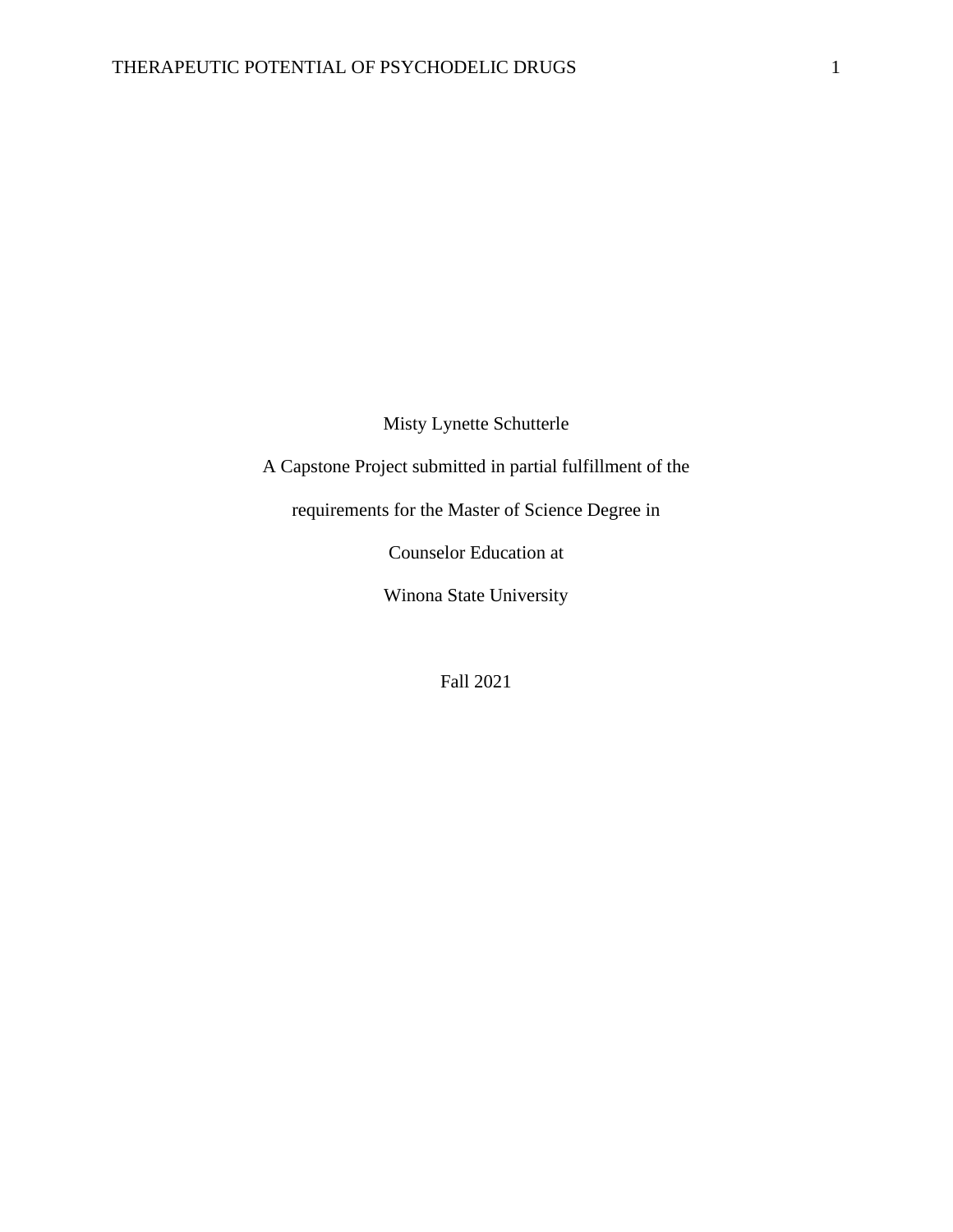Misty Lynette Schutterle

A Capstone Project submitted in partial fulfillment of the

requirements for the Master of Science Degree in

Counselor Education at

Winona State University

Fall 2021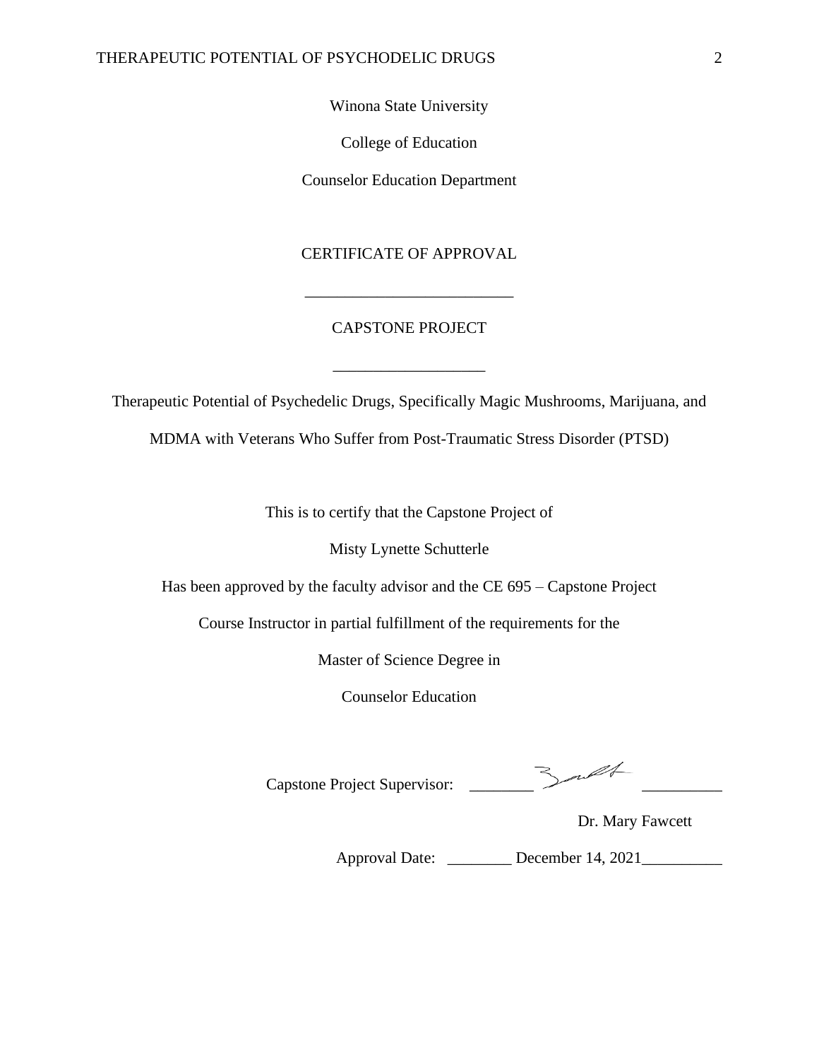Winona State University

College of Education

Counselor Education Department

CERTIFICATE OF APPROVAL

\_\_\_\_\_\_\_\_\_\_\_\_\_\_\_\_\_\_\_\_\_\_\_\_\_\_

CAPSTONE PROJECT

\_\_\_\_\_\_\_\_\_\_\_\_\_\_\_\_\_\_\_

Therapeutic Potential of Psychedelic Drugs, Specifically Magic Mushrooms, Marijuana, and MDMA with Veterans Who Suffer from Post-Traumatic Stress Disorder (PTSD)

This is to certify that the Capstone Project of

Misty Lynette Schutterle

Has been approved by the faculty advisor and the CE 695 – Capstone Project

Course Instructor in partial fulfillment of the requirements for the

Master of Science Degree in

Counselor Education

Capstone Project Supervisor: \_\_\_\_\_\_\_\_\_\_\_\_\_\_\_\_\_\_\_\_\_\_\_\_\_\_\_

Dr. Mary Fawcett

Approval Date: \_\_\_\_\_\_\_\_ December 14, 2021\_\_\_\_\_\_\_\_\_\_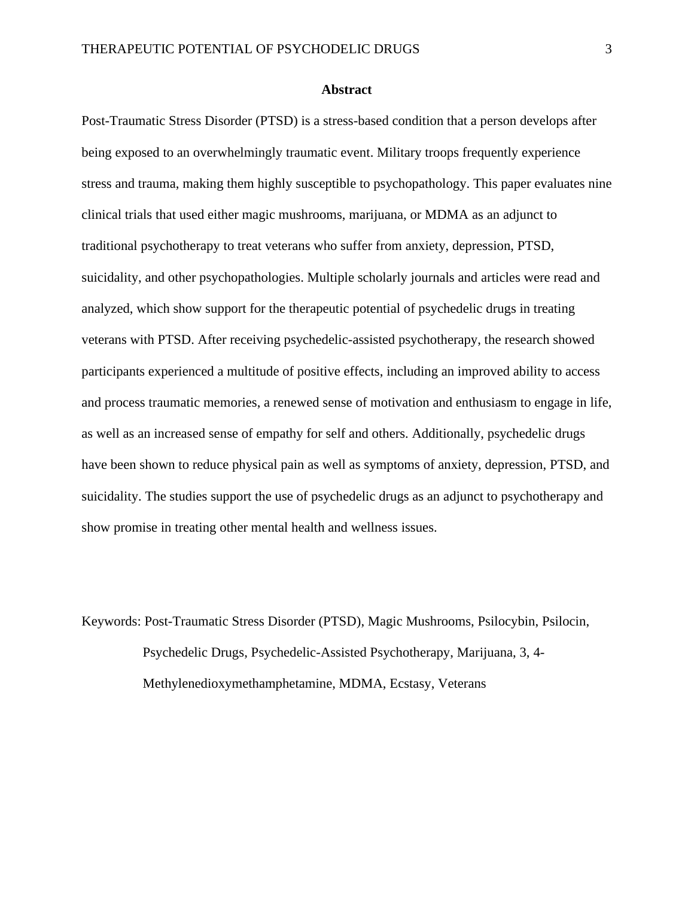## Abstract

Post-Traumatic Stress Disorder (PTSD) is a stress-based condition that a person develops after being exposed to an overwhelmingly traumatic event. Military troops frequently experience stress and trauma, making them highly susceptible to psychopathology. This paper evaluates nine clinical trials that used either magic mushrooms, marijuana, or MDMA as an adjunct to traditional psychotherapy to treat veterans who suffer from anxiety, depression, PTSD, suicidality, and other psychopathologies. Multiple scholarly journals and articles were read and analyzed, which show support for the therapeutic potential of psychedelic drugs in treating veterans with PTSD. After receiving psychedelic-assisted psychotherapy, the research showed participants experienced a multitude of positive effects, including an improved ability to access and process traumatic memories, a renewed sense of motivation and enthusiasm to engage in life, as well as an increased sense of empathy for self and others. Additionally, psychedelic drugs have been shown to reduce physical pain as well as symptoms of anxiety, depression, PTSD, and suicidality. The studies support the use of psychedelic drugs as an adjunct to psychotherapy and show promise in treating other mental health and wellness issues.

Keywords: Post-Traumatic Stress Disorder (PTSD), Magic Mushrooms, Psilocybin, Psilocin, Psychedelic Drugs, Psychedelic-Assisted Psychotherapy, Marijuana, 3, 4-Methylenedioxymethamphetamine, MDMA, Ecstasy, Veterans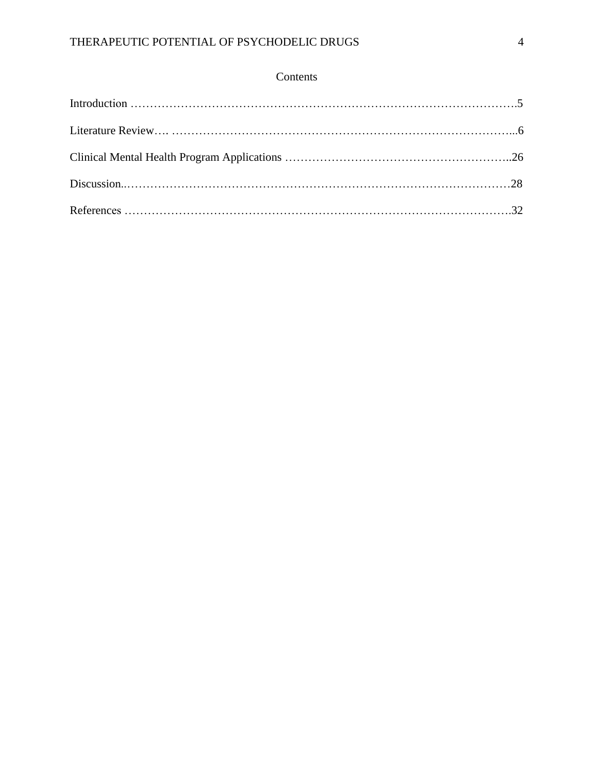# Contents

Introduction …………………………………………………………………………………….5

Literature Review…. ……………………………………………………………………………...6

Clinical Mental Health Program Applications …………………………………………………..26

Discussion..………………………………………………………………………………………28

References ……………………………………………………………………………………….32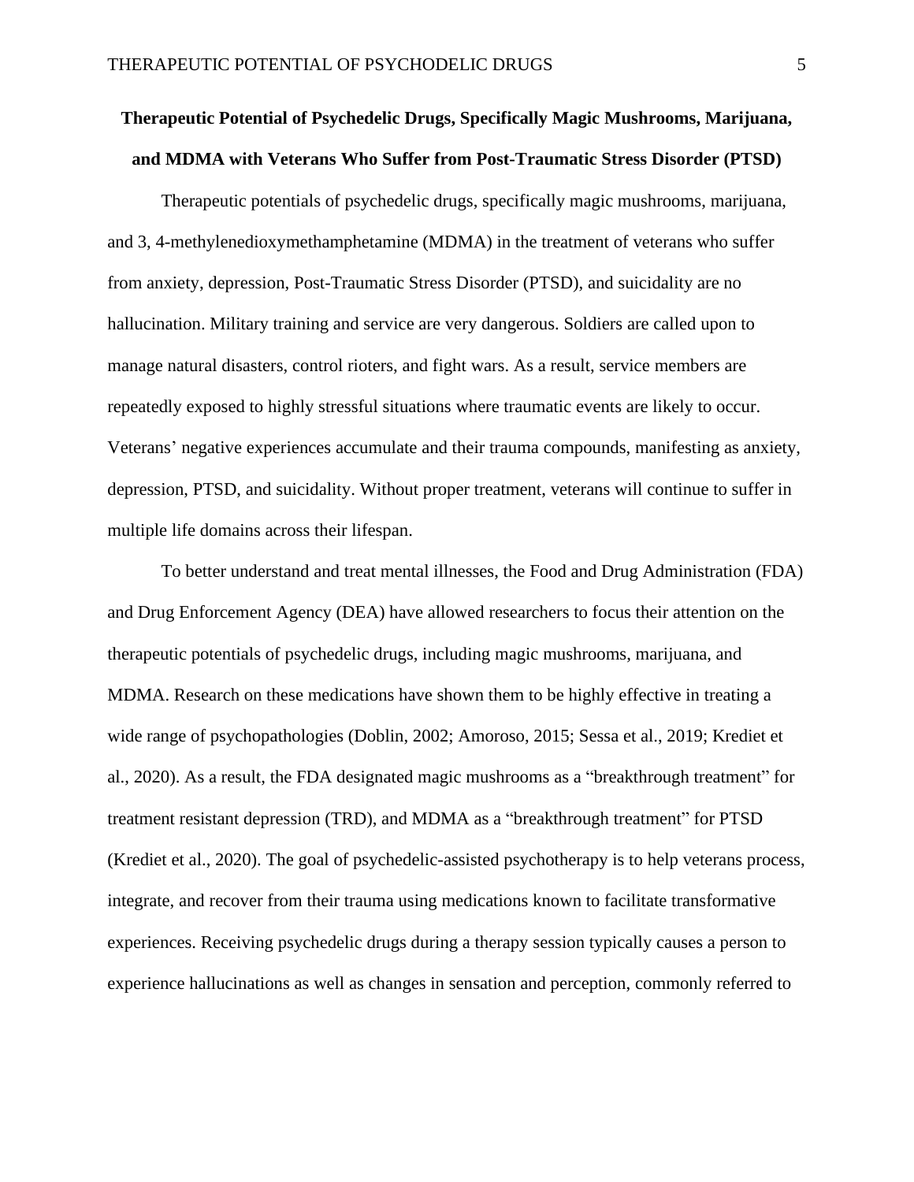**Therapeutic Potential of Psychedelic Drugs, Specifically Magic Mushrooms, Marijuana, and MDMA with Veterans Who Suffer from Post-Traumatic Stress Disorder (PTSD)**

Therapeutic potentials of psychedelic drugs, specifically magic mushrooms, marijuana, and 3, 4-methylenedioxymethamphetamine (MDMA) in the treatment of veterans who suffer from anxiety, depression, Post-Traumatic Stress Disorder (PTSD), and suicidality are no hallucination. Military training and service are very dangerous. Soldiers are called upon to manage natural disasters, control rioters, and fight wars. As a result, service members are repeatedly exposed to highly stressful situations where traumatic events are likely to occur. Veterans' negative experiences accumulate and their trauma compounds, manifesting as anxiety, depression, PTSD, and suicidality. Without proper treatment, veterans will continue to suffer in multiple life domains across their lifespan.

To better understand and treat mental illnesses, the Food and Drug Administration (FDA) and Drug Enforcement Agency (DEA) have allowed researchers to focus their attention on the therapeutic potentials of psychedelic drugs, including magic mushrooms, marijuana, and MDMA. Research on these medications have shown them to be highly effective in treating a wide range of psychopathologies (Doblin, 2002; Amoroso, 2015; Sessa et al., 2019; Krediet et al., 2020). As a result, the FDA designated magic mushrooms as a "breakthrough treatment" for treatment resistant depression (TRD), and MDMA as a "breakthrough treatment" for PTSD (Krediet et al., 2020). The goal of psychedelic-assisted psychotherapy is to help veterans process, integrate, and recover from their trauma using medications known to facilitate transformative experiences. Receiving psychedelic drugs during a therapy session typically causes a person to experience hallucinations as well as changes in sensation and perception, commonly referred to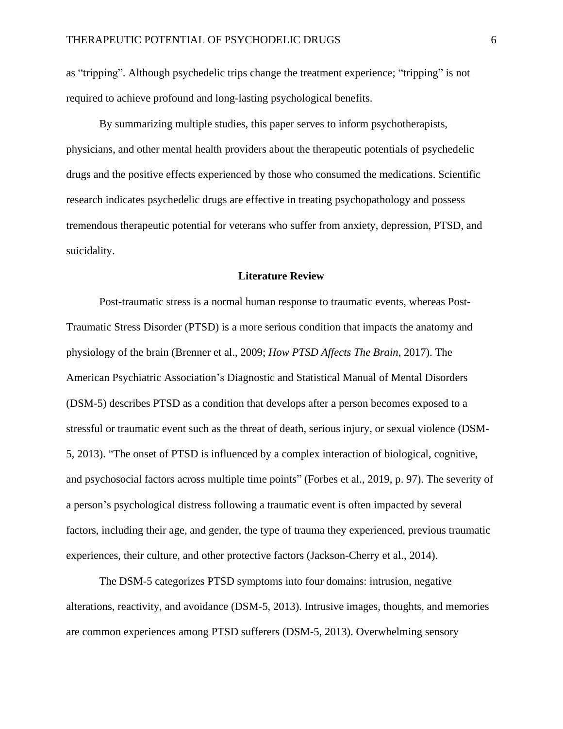as "tripping". Although psychedelic trips change the treatment experience; "tripping" is not required to achieve profound and long-lasting psychological benefits.

By summarizing multiple studies, this paper serves to inform psychotherapists, physicians, and other mental health providers about the therapeutic potentials of psychedelic drugs and the positive effects experienced by those who consumed the medications. Scientific research indicates psychedelic drugs are effective in treating psychopathology and possess tremendous therapeutic potential for veterans who suffer from anxiety, depression, PTSD, and suicidality.

## Literature Review

Post-traumatic stress is a normal human response to traumatic events, whereas Post-Traumatic Stress Disorder (PTSD) is a more serious condition that impacts the anatomy and physiology of the brain (Brenner et al., 2009; *How PTSD Affects The Brain*, 2017). The American Psychiatric Association's Diagnostic and Statistical Manual of Mental Disorders (DSM-5) describes PTSD as a condition that develops after a person becomes exposed to a stressful or traumatic event such as the threat of death, serious injury, or sexual violence (DSM-5, 2013). "The onset of PTSD is influenced by a complex interaction of biological, cognitive, and psychosocial factors across multiple time points" (Forbes et al., 2019, p. 97). The severity of a person's psychological distress following a traumatic event is often impacted by several factors, including their age, and gender, the type of trauma they experienced, previous traumatic experiences, their culture, and other protective factors (Jackson-Cherry et al., 2014).

The DSM-5 categorizes PTSD symptoms into four domains: intrusion, negative alterations, reactivity, and avoidance (DSM-5, 2013). Intrusive images, thoughts, and memories are common experiences among PTSD sufferers (DSM-5, 2013). Overwhelming sensory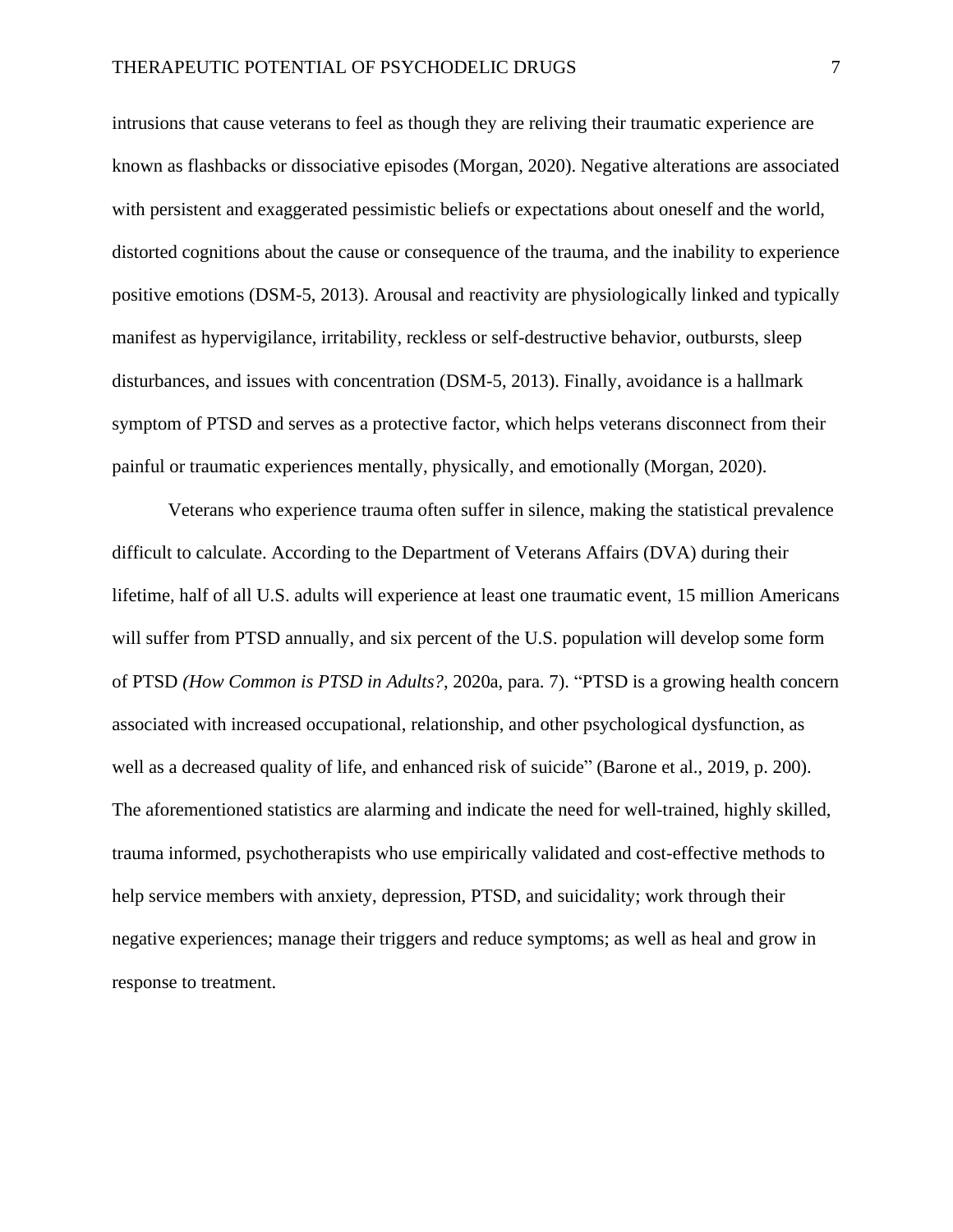intrusions that cause veterans to feel as though they are reliving their traumatic experience are known as flashbacks or dissociative episodes (Morgan, 2020). Negative alterations are associated with persistent and exaggerated pessimistic beliefs or expectations about oneself and the world, distorted cognitions about the cause or consequence of the trauma, and the inability to experience positive emotions (DSM-5, 2013). Arousal and reactivity are physiologically linked and typically manifest as hypervigilance, irritability, reckless or self-destructive behavior, outbursts, sleep disturbances, and issues with concentration (DSM-5, 2013). Finally, avoidance is a hallmark symptom of PTSD and serves as a protective factor, which helps veterans disconnect from their painful or traumatic experiences mentally, physically, and emotionally (Morgan, 2020).

Veterans who experience trauma often suffer in silence, making the statistical prevalence difficult to calculate. According to the Department of Veterans Affairs (DVA) during their lifetime, half of all U.S. adults will experience at least one traumatic event, 15 million Americans will suffer from PTSD annually, and six percent of the U.S. population will develop some form of PTSD *(How Common is PTSD in Adults?*, 2020a, para. 7). "PTSD is a growing health concern associated with increased occupational, relationship, and other psychological dysfunction, as well as a decreased quality of life, and enhanced risk of suicide" (Barone et al., 2019, p. 200). The aforementioned statistics are alarming and indicate the need for well-trained, highly skilled, trauma informed, psychotherapists who use empirically validated and cost-effective methods to help service members with anxiety, depression, PTSD, and suicidality; work through their negative experiences; manage their triggers and reduce symptoms; as well as heal and grow in response to treatment.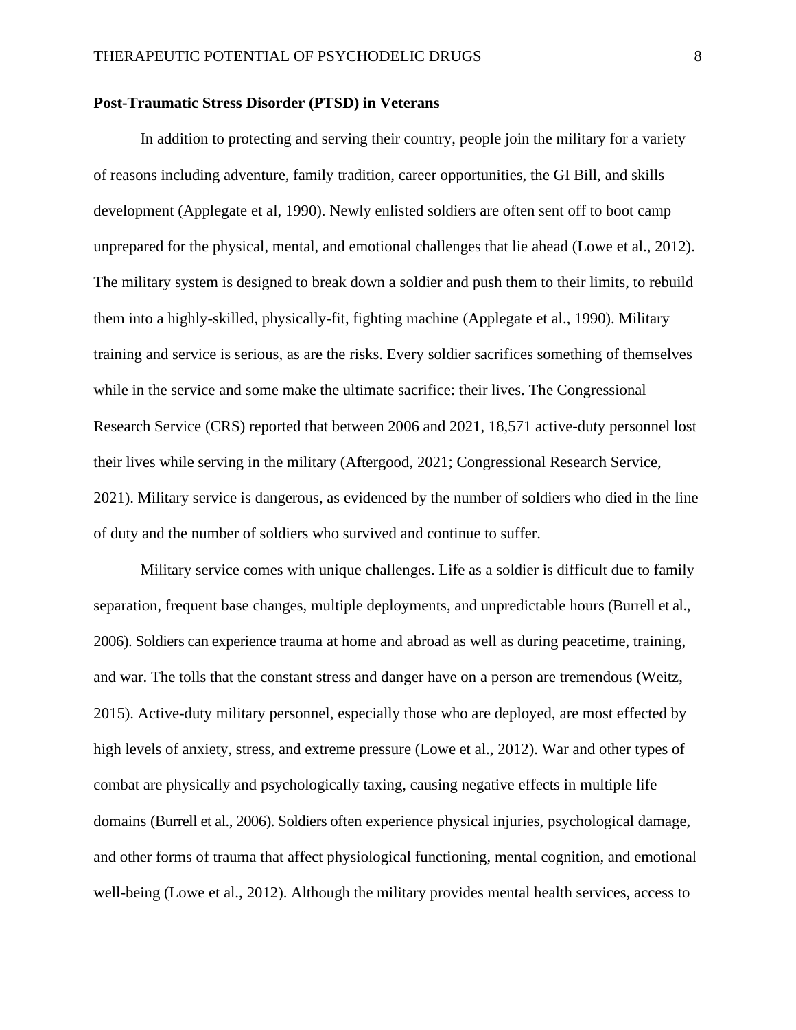**Post-Traumatic Stress Disorder (PTSD) in Veterans**

In addition to protecting and serving their country, people join the military for a variety of reasons including adventure, family tradition, career opportunities, the GI Bill, and skills development (Applegate et al, 1990). Newly enlisted soldiers are often sent off to boot camp unprepared for the physical, mental, and emotional challenges that lie ahead (Lowe et al., 2012). The military system is designed to break down a soldier and push them to their limits, to rebuild them into a highly-skilled, physically-fit, fighting machine (Applegate et al., 1990). Military training and service is serious, as are the risks. Every soldier sacrifices something of themselves while in the service and some make the ultimate sacrifice: their lives. The Congressional Research Service (CRS) reported that between 2006 and 2021, 18,571 active-duty personnel lost their lives while serving in the military (Aftergood, 2021; Congressional Research Service, 2021). Military service is dangerous, as evidenced by the number of soldiers who died in the line of duty and the number of soldiers who survived and continue to suffer.

Military service comes with unique challenges. Life as a soldier is difficult due to family separation, frequent base changes, multiple deployments, and unpredictable hours (Burrell et al., 2006). Soldiers can experience trauma at home and abroad as well as during peacetime, training, and war. The tolls that the constant stress and danger have on a person are tremendous (Weitz, 2015). Active-duty military personnel, especially those who are deployed, are most effected by high levels of anxiety, stress, and extreme pressure (Lowe et al., 2012). War and other types of combat are physically and psychologically taxing, causing negative effects in multiple life domains (Burrell et al., 2006). Soldiers often experience physical injuries, psychological damage, and other forms of trauma that affect physiological functioning, mental cognition, and emotional well-being (Lowe et al., 2012). Although the military provides mental health services, access to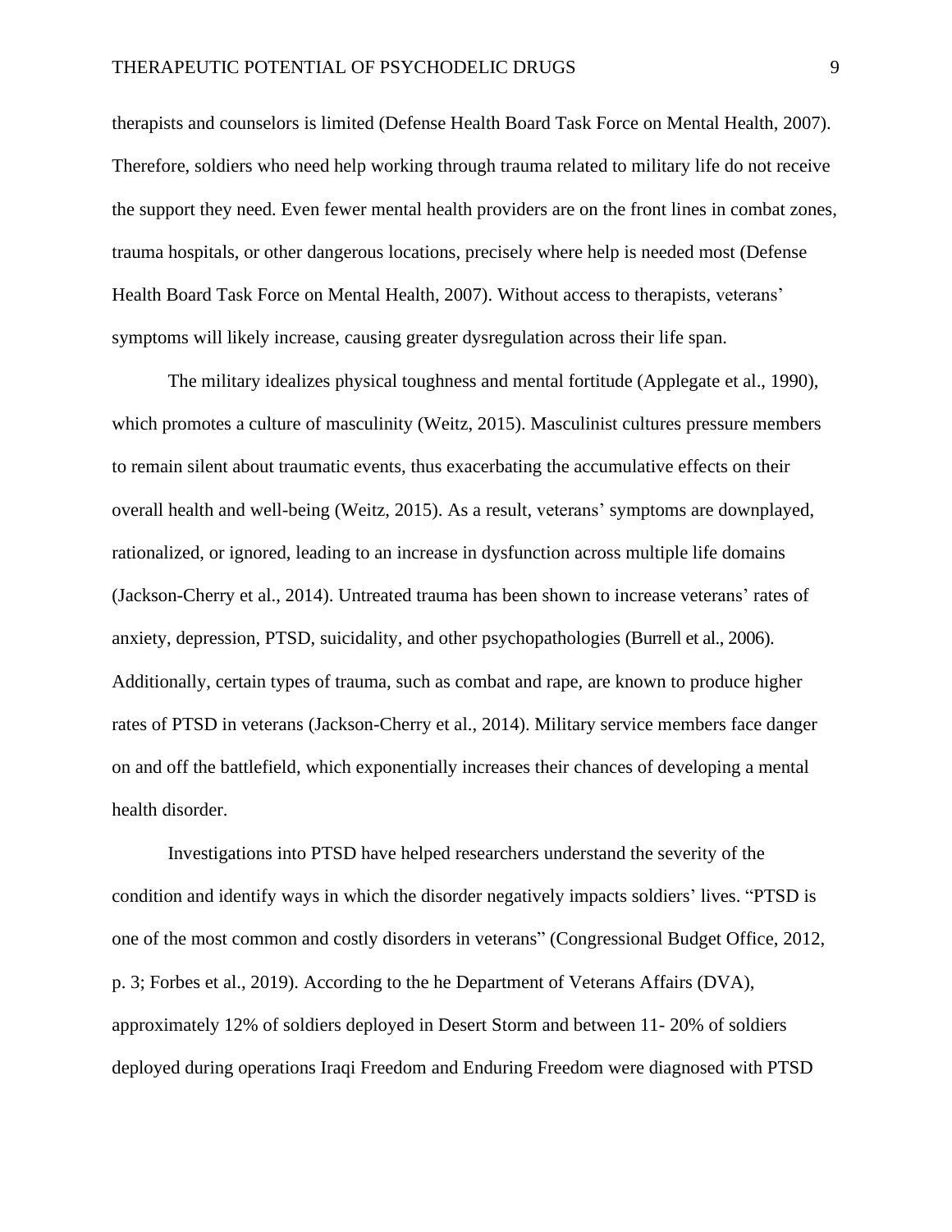therapists and counselors is limited (Defense Health Board Task Force on Mental Health, 2007). Therefore, soldiers who need help working through trauma related to military life do not receive the support they need. Even fewer mental health providers are on the front lines in combat zones, trauma hospitals, or other dangerous locations, precisely where help is needed most (Defense Health Board Task Force on Mental Health, 2007). Without access to therapists, veterans' symptoms will likely increase, causing greater dysregulation across their life span.

The military idealizes physical toughness and mental fortitude (Applegate et al., 1990), which promotes a culture of masculinity (Weitz, 2015). Masculinist cultures pressure members to remain silent about traumatic events, thus exacerbating the accumulative effects on their overall health and well-being (Weitz, 2015). As a result, veterans' symptoms are downplayed, rationalized, or ignored, leading to an increase in dysfunction across multiple life domains (Jackson-Cherry et al., 2014). Untreated trauma has been shown to increase veterans' rates of anxiety, depression, PTSD, suicidality, and other psychopathologies (Burrell et al., 2006). Additionally, certain types of trauma, such as combat and rape, are known to produce higher rates of PTSD in veterans (Jackson-Cherry et al., 2014). Military service members face danger on and off the battlefield, which exponentially increases their chances of developing a mental health disorder.

Investigations into PTSD have helped researchers understand the severity of the condition and identify ways in which the disorder negatively impacts soldiers' lives. "PTSD is one of the most common and costly disorders in veterans" (Congressional Budget Office, 2012, p. 3; Forbes et al., 2019). According to the he Department of Veterans Affairs (DVA), approximately 12% of soldiers deployed in Desert Storm and between 11- 20% of soldiers deployed during operations Iraqi Freedom and Enduring Freedom were diagnosed with PTSD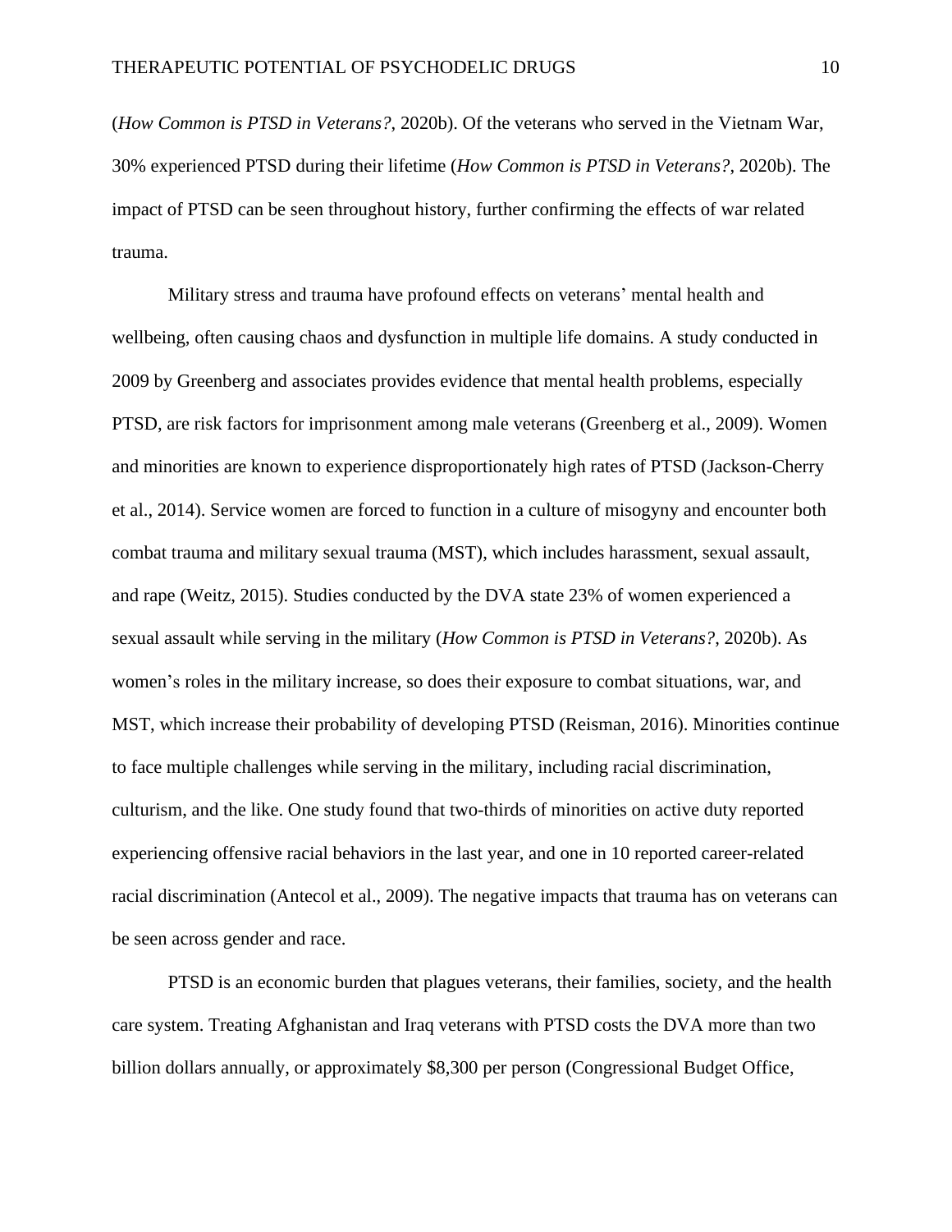(*How Common is PTSD in Veterans?*, 2020b). Of the veterans who served in the Vietnam War, 30% experienced PTSD during their lifetime (*How Common is PTSD in Veterans?*, 2020b). The impact of PTSD can be seen throughout history, further confirming the effects of war related trauma.

Military stress and trauma have profound effects on veterans' mental health and wellbeing, often causing chaos and dysfunction in multiple life domains. A study conducted in 2009 by Greenberg and associates provides evidence that mental health problems, especially PTSD, are risk factors for imprisonment among male veterans (Greenberg et al., 2009). Women and minorities are known to experience disproportionately high rates of PTSD (Jackson-Cherry et al., 2014). Service women are forced to function in a culture of misogyny and encounter both combat trauma and military sexual trauma (MST), which includes harassment, sexual assault, and rape (Weitz, 2015). Studies conducted by the DVA state 23% of women experienced a sexual assault while serving in the military (*How Common is PTSD in Veterans?*, 2020b). As women's roles in the military increase, so does their exposure to combat situations, war, and MST, which increase their probability of developing PTSD (Reisman, 2016). Minorities continue to face multiple challenges while serving in the military, including racial discrimination, culturism, and the like. One study found that two-thirds of minorities on active duty reported experiencing offensive racial behaviors in the last year, and one in 10 reported career-related racial discrimination (Antecol et al., 2009). The negative impacts that trauma has on veterans can be seen across gender and race.

PTSD is an economic burden that plagues veterans, their families, society, and the health care system. Treating Afghanistan and Iraq veterans with PTSD costs the DVA more than two billion dollars annually, or approximately $8,300 per person (Congressional Budget Office,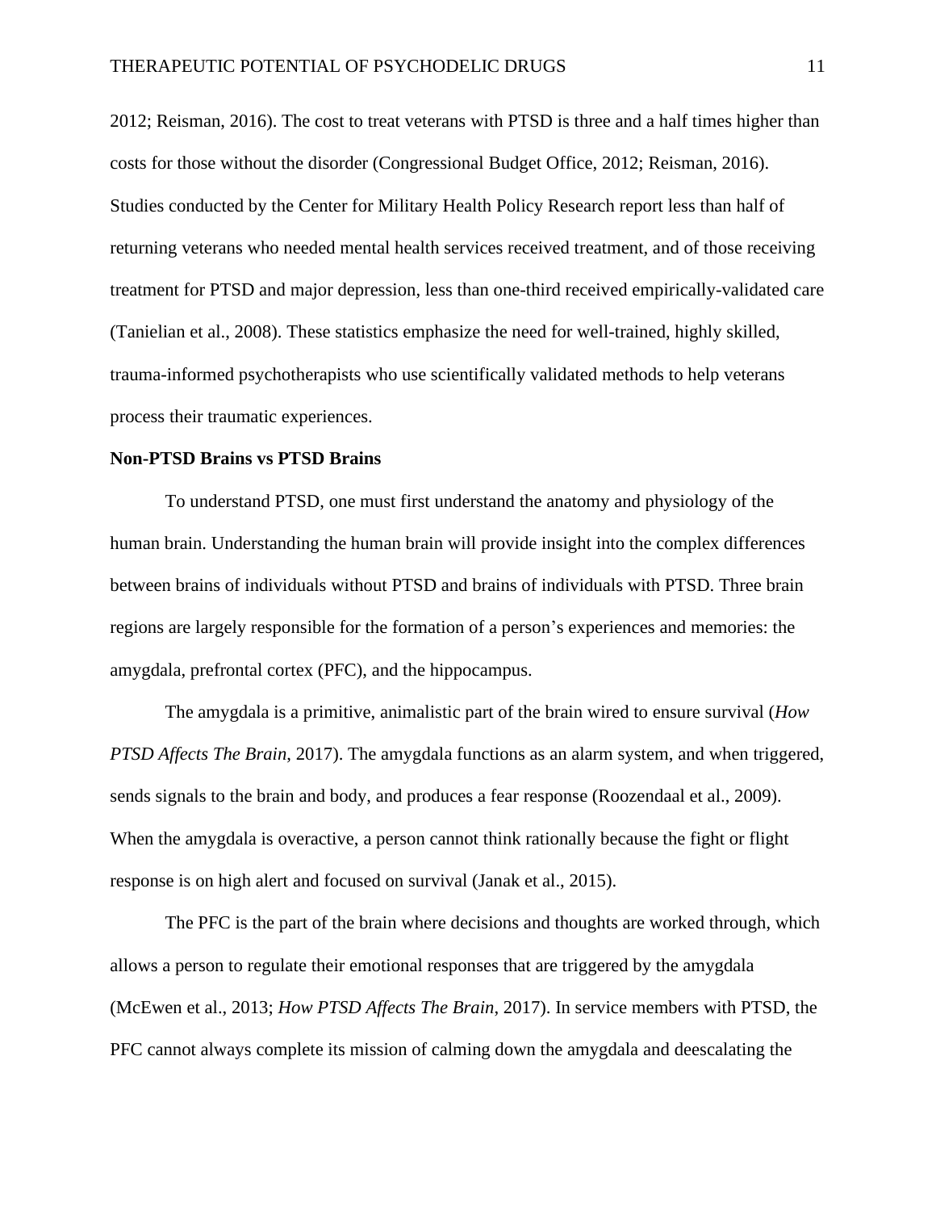2012; Reisman, 2016). The cost to treat veterans with PTSD is three and a half times higher than costs for those without the disorder (Congressional Budget Office, 2012; Reisman, 2016). Studies conducted by the Center for Military Health Policy Research report less than half of returning veterans who needed mental health services received treatment, and of those receiving treatment for PTSD and major depression, less than one-third received empirically-validated care (Tanielian et al., 2008). These statistics emphasize the need for well-trained, highly skilled, trauma-informed psychotherapists who use scientifically validated methods to help veterans process their traumatic experiences.

**Non-PTSD Brains vs PTSD Brains**

To understand PTSD, one must first understand the anatomy and physiology of the human brain. Understanding the human brain will provide insight into the complex differences between brains of individuals without PTSD and brains of individuals with PTSD. Three brain regions are largely responsible for the formation of a person's experiences and memories: the amygdala, prefrontal cortex (PFC), and the hippocampus.

The amygdala is a primitive, animalistic part of the brain wired to ensure survival (*How PTSD Affects The Brain*, 2017). The amygdala functions as an alarm system, and when triggered, sends signals to the brain and body, and produces a fear response (Roozendaal et al., 2009). When the amygdala is overactive, a person cannot think rationally because the fight or flight response is on high alert and focused on survival (Janak et al., 2015).

The PFC is the part of the brain where decisions and thoughts are worked through, which allows a person to regulate their emotional responses that are triggered by the amygdala (McEwen et al., 2013; *How PTSD Affects The Brain*, 2017). In service members with PTSD, the PFC cannot always complete its mission of calming down the amygdala and deescalating the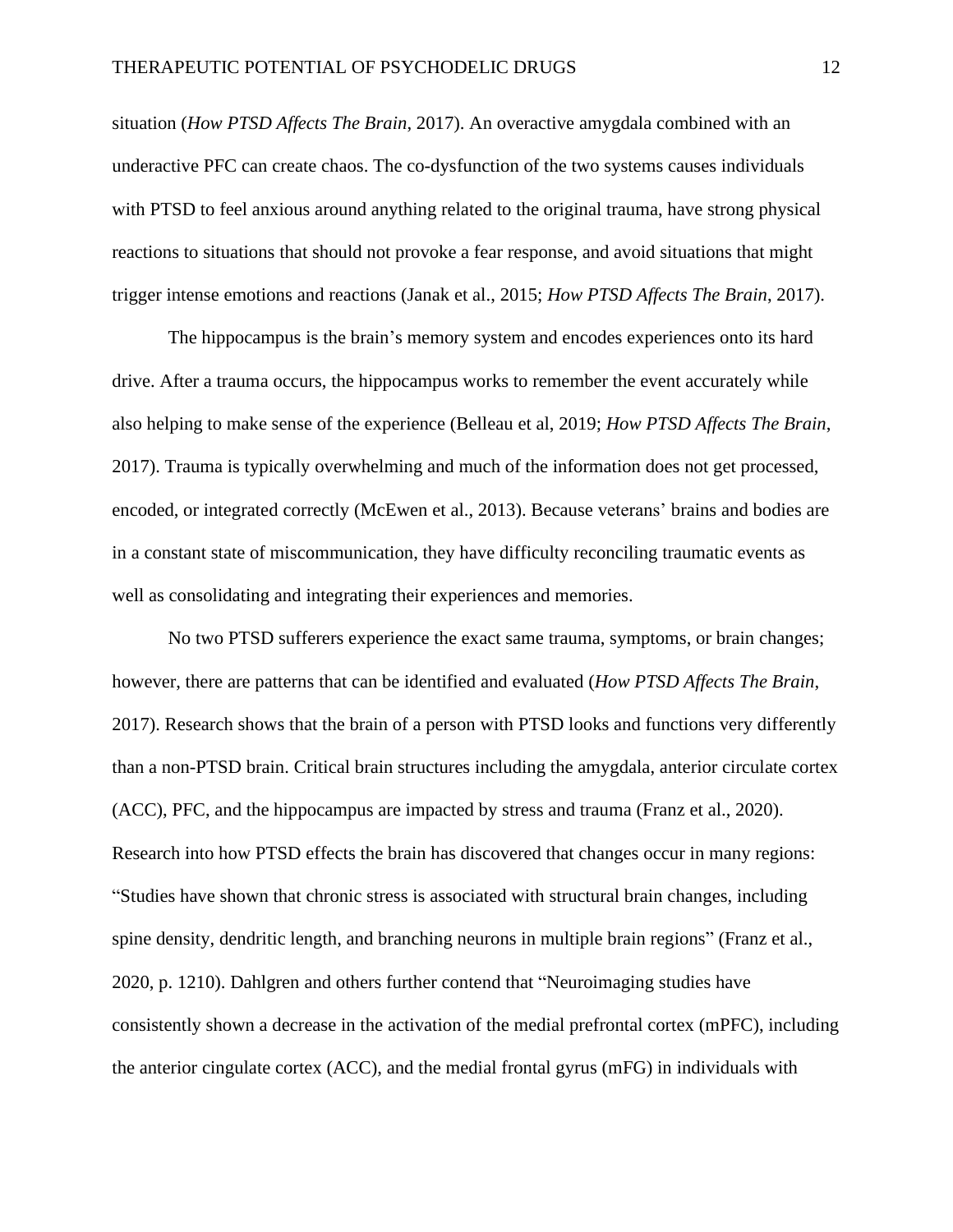situation (*How PTSD Affects The Brain*, 2017). An overactive amygdala combined with an underactive PFC can create chaos. The co-dysfunction of the two systems causes individuals with PTSD to feel anxious around anything related to the original trauma, have strong physical reactions to situations that should not provoke a fear response, and avoid situations that might trigger intense emotions and reactions (Janak et al., 2015; *How PTSD Affects The Brain*, 2017).

The hippocampus is the brain's memory system and encodes experiences onto its hard drive. After a trauma occurs, the hippocampus works to remember the event accurately while also helping to make sense of the experience (Belleau et al, 2019; *How PTSD Affects The Brain*, 2017). Trauma is typically overwhelming and much of the information does not get processed, encoded, or integrated correctly (McEwen et al., 2013). Because veterans' brains and bodies are in a constant state of miscommunication, they have difficulty reconciling traumatic events as well as consolidating and integrating their experiences and memories.

No two PTSD sufferers experience the exact same trauma, symptoms, or brain changes; however, there are patterns that can be identified and evaluated (*How PTSD Affects The Brain*, 2017). Research shows that the brain of a person with PTSD looks and functions very differently than a non-PTSD brain. Critical brain structures including the amygdala, anterior circulate cortex (ACC), PFC, and the hippocampus are impacted by stress and trauma (Franz et al., 2020). Research into how PTSD effects the brain has discovered that changes occur in many regions: "Studies have shown that chronic stress is associated with structural brain changes, including spine density, dendritic length, and branching neurons in multiple brain regions" (Franz et al., 2020, p. 1210). Dahlgren and others further contend that "Neuroimaging studies have consistently shown a decrease in the activation of the medial prefrontal cortex (mPFC), including the anterior cingulate cortex (ACC), and the medial frontal gyrus (mFG) in individuals with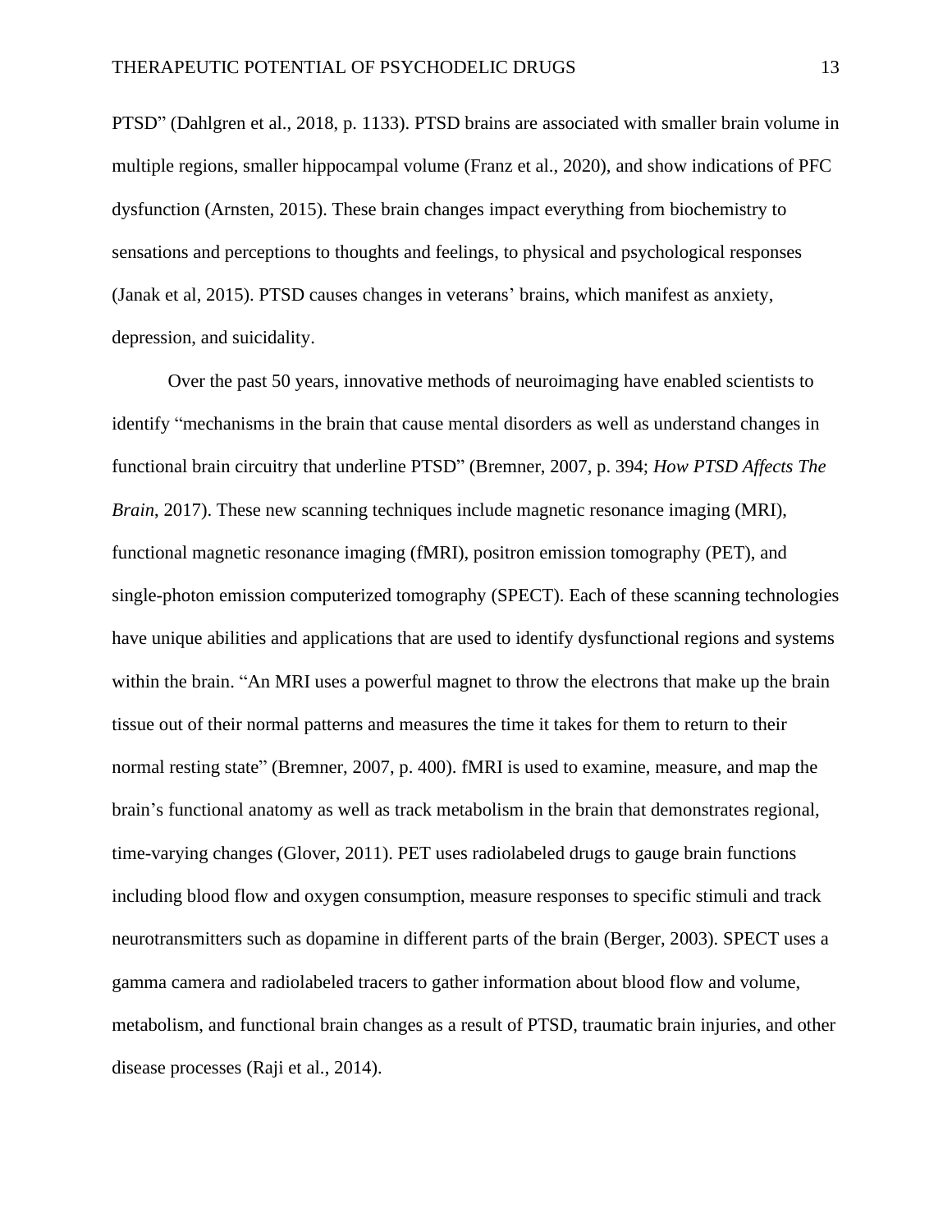PTSD" (Dahlgren et al., 2018, p. 1133). PTSD brains are associated with smaller brain volume in multiple regions, smaller hippocampal volume (Franz et al., 2020), and show indications of PFC dysfunction (Arnsten, 2015). These brain changes impact everything from biochemistry to sensations and perceptions to thoughts and feelings, to physical and psychological responses (Janak et al, 2015). PTSD causes changes in veterans' brains, which manifest as anxiety, depression, and suicidality.

Over the past 50 years, innovative methods of neuroimaging have enabled scientists to identify "mechanisms in the brain that cause mental disorders as well as understand changes in functional brain circuitry that underline PTSD" (Bremner, 2007, p. 394; *How PTSD Affects The Brain*, 2017). These new scanning techniques include magnetic resonance imaging (MRI), functional magnetic resonance imaging (fMRI), positron emission tomography (PET), and single-photon emission computerized tomography (SPECT). Each of these scanning technologies have unique abilities and applications that are used to identify dysfunctional regions and systems within the brain. "An MRI uses a powerful magnet to throw the electrons that make up the brain tissue out of their normal patterns and measures the time it takes for them to return to their normal resting state" (Bremner, 2007, p. 400). fMRI is used to examine, measure, and map the brain's functional anatomy as well as track metabolism in the brain that demonstrates regional, time-varying changes (Glover, 2011). PET uses radiolabeled drugs to gauge brain functions including blood flow and oxygen consumption, measure responses to specific stimuli and track neurotransmitters such as dopamine in different parts of the brain (Berger, 2003). SPECT uses a gamma camera and radiolabeled tracers to gather information about blood flow and volume, metabolism, and functional brain changes as a result of PTSD, traumatic brain injuries, and other disease processes (Raji et al., 2014).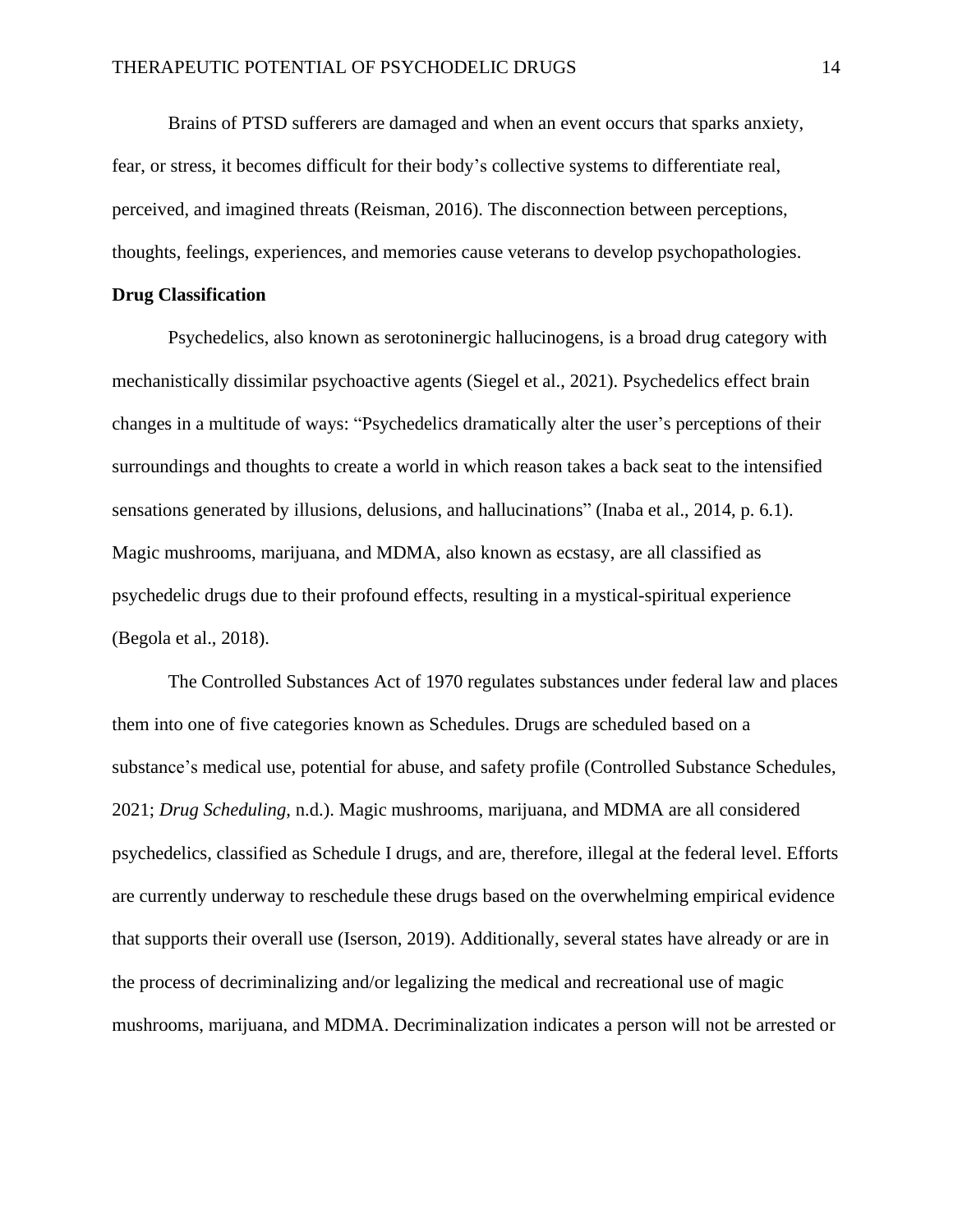Brains of PTSD sufferers are damaged and when an event occurs that sparks anxiety, fear, or stress, it becomes difficult for their body's collective systems to differentiate real, perceived, and imagined threats (Reisman, 2016). The disconnection between perceptions, thoughts, feelings, experiences, and memories cause veterans to develop psychopathologies.

**Drug Classification**

Psychedelics, also known as serotoninergic hallucinogens, is a broad drug category with mechanistically dissimilar psychoactive agents (Siegel et al., 2021). Psychedelics effect brain changes in a multitude of ways: "Psychedelics dramatically alter the user's perceptions of their surroundings and thoughts to create a world in which reason takes a back seat to the intensified sensations generated by illusions, delusions, and hallucinations" (Inaba et al., 2014, p. 6.1). Magic mushrooms, marijuana, and MDMA, also known as ecstasy, are all classified as psychedelic drugs due to their profound effects, resulting in a mystical-spiritual experience (Begola et al., 2018).

The Controlled Substances Act of 1970 regulates substances under federal law and places them into one of five categories known as Schedules. Drugs are scheduled based on a substance's medical use, potential for abuse, and safety profile (Controlled Substance Schedules, 2021; *Drug Scheduling*, n.d.). Magic mushrooms, marijuana, and MDMA are all considered psychedelics, classified as Schedule I drugs, and are, therefore, illegal at the federal level. Efforts are currently underway to reschedule these drugs based on the overwhelming empirical evidence that supports their overall use (Iserson, 2019). Additionally, several states have already or are in the process of decriminalizing and/or legalizing the medical and recreational use of magic mushrooms, marijuana, and MDMA. Decriminalization indicates a person will not be arrested or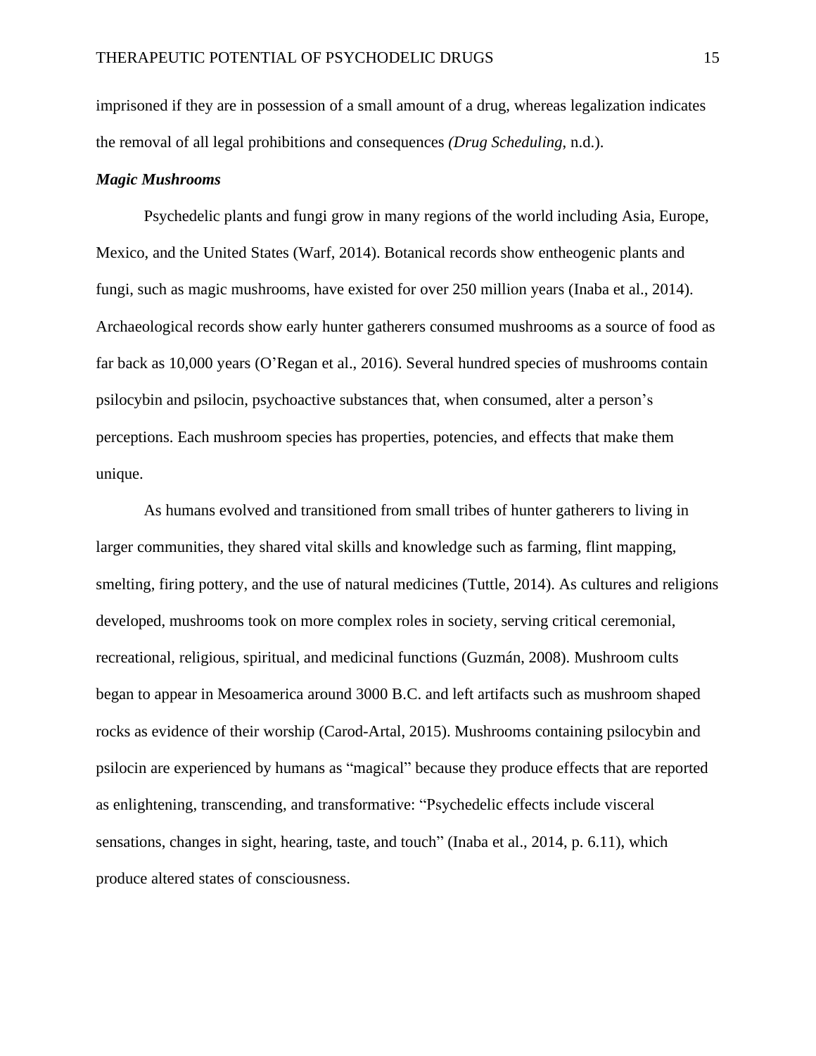imprisoned if they are in possession of a small amount of a drug, whereas legalization indicates the removal of all legal prohibitions and consequences *(Drug Scheduling*, n.d.).

### *Magic Mushrooms*

Psychedelic plants and fungi grow in many regions of the world including Asia, Europe, Mexico, and the United States (Warf, 2014). Botanical records show entheogenic plants and fungi, such as magic mushrooms, have existed for over 250 million years (Inaba et al., 2014). Archaeological records show early hunter gatherers consumed mushrooms as a source of food as far back as 10,000 years (O'Regan et al., 2016). Several hundred species of mushrooms contain psilocybin and psilocin, psychoactive substances that, when consumed, alter a person's perceptions. Each mushroom species has properties, potencies, and effects that make them unique.

As humans evolved and transitioned from small tribes of hunter gatherers to living in larger communities, they shared vital skills and knowledge such as farming, flint mapping, smelting, firing pottery, and the use of natural medicines (Tuttle, 2014). As cultures and religions developed, mushrooms took on more complex roles in society, serving critical ceremonial, recreational, religious, spiritual, and medicinal functions (Guzmán, 2008). Mushroom cults began to appear in Mesoamerica around 3000 B.C. and left artifacts such as mushroom shaped rocks as evidence of their worship (Carod-Artal, 2015). Mushrooms containing psilocybin and psilocin are experienced by humans as "magical" because they produce effects that are reported as enlightening, transcending, and transformative: "Psychedelic effects include visceral sensations, changes in sight, hearing, taste, and touch" (Inaba et al., 2014, p. 6.11), which produce altered states of consciousness.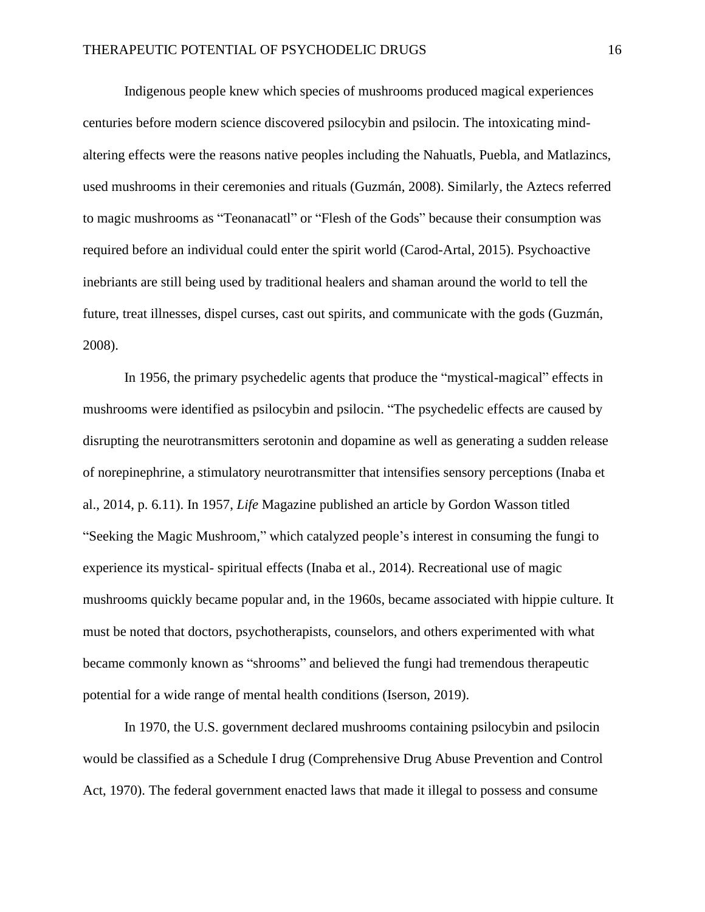Indigenous people knew which species of mushrooms produced magical experiences centuries before modern science discovered psilocybin and psilocin. The intoxicating mind-altering effects were the reasons native peoples including the Nahuatls, Puebla, and Matlazincs, used mushrooms in their ceremonies and rituals (Guzmán, 2008). Similarly, the Aztecs referred to magic mushrooms as "Teonanacatl" or "Flesh of the Gods" because their consumption was required before an individual could enter the spirit world (Carod-Artal, 2015). Psychoactive inebriants are still being used by traditional healers and shaman around the world to tell the future, treat illnesses, dispel curses, cast out spirits, and communicate with the gods (Guzmán, 2008).

In 1956, the primary psychedelic agents that produce the "mystical-magical" effects in mushrooms were identified as psilocybin and psilocin. "The psychedelic effects are caused by disrupting the neurotransmitters serotonin and dopamine as well as generating a sudden release of norepinephrine, a stimulatory neurotransmitter that intensifies sensory perceptions (Inaba et al., 2014, p. 6.11). In 1957, *Life* Magazine published an article by Gordon Wasson titled "Seeking the Magic Mushroom," which catalyzed people's interest in consuming the fungi to experience its mystical- spiritual effects (Inaba et al., 2014). Recreational use of magic mushrooms quickly became popular and, in the 1960s, became associated with hippie culture. It must be noted that doctors, psychotherapists, counselors, and others experimented with what became commonly known as "shrooms" and believed the fungi had tremendous therapeutic potential for a wide range of mental health conditions (Iserson, 2019).

In 1970, the U.S. government declared mushrooms containing psilocybin and psilocin would be classified as a Schedule I drug (Comprehensive Drug Abuse Prevention and Control Act, 1970). The federal government enacted laws that made it illegal to possess and consume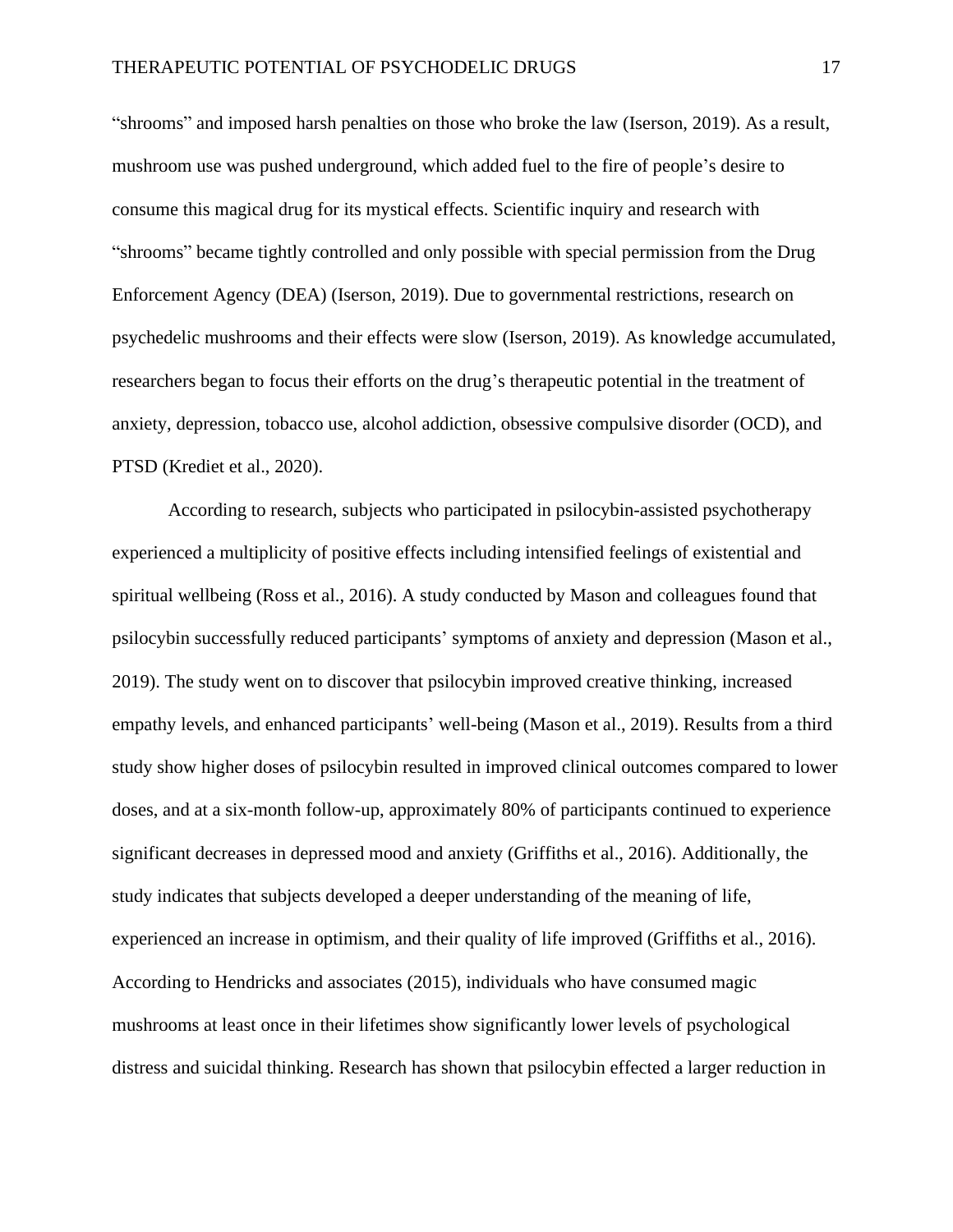"shrooms" and imposed harsh penalties on those who broke the law (Iserson, 2019). As a result, mushroom use was pushed underground, which added fuel to the fire of people's desire to consume this magical drug for its mystical effects. Scientific inquiry and research with "shrooms" became tightly controlled and only possible with special permission from the Drug Enforcement Agency (DEA) (Iserson, 2019). Due to governmental restrictions, research on psychedelic mushrooms and their effects were slow (Iserson, 2019). As knowledge accumulated, researchers began to focus their efforts on the drug's therapeutic potential in the treatment of anxiety, depression, tobacco use, alcohol addiction, obsessive compulsive disorder (OCD), and PTSD (Krediet et al., 2020).

According to research, subjects who participated in psilocybin-assisted psychotherapy experienced a multiplicity of positive effects including intensified feelings of existential and spiritual wellbeing (Ross et al., 2016). A study conducted by Mason and colleagues found that psilocybin successfully reduced participants' symptoms of anxiety and depression (Mason et al., 2019). The study went on to discover that psilocybin improved creative thinking, increased empathy levels, and enhanced participants' well-being (Mason et al., 2019). Results from a third study show higher doses of psilocybin resulted in improved clinical outcomes compared to lower doses, and at a six-month follow-up, approximately 80% of participants continued to experience significant decreases in depressed mood and anxiety (Griffiths et al., 2016). Additionally, the study indicates that subjects developed a deeper understanding of the meaning of life, experienced an increase in optimism, and their quality of life improved (Griffiths et al., 2016). According to Hendricks and associates (2015), individuals who have consumed magic mushrooms at least once in their lifetimes show significantly lower levels of psychological distress and suicidal thinking. Research has shown that psilocybin effected a larger reduction in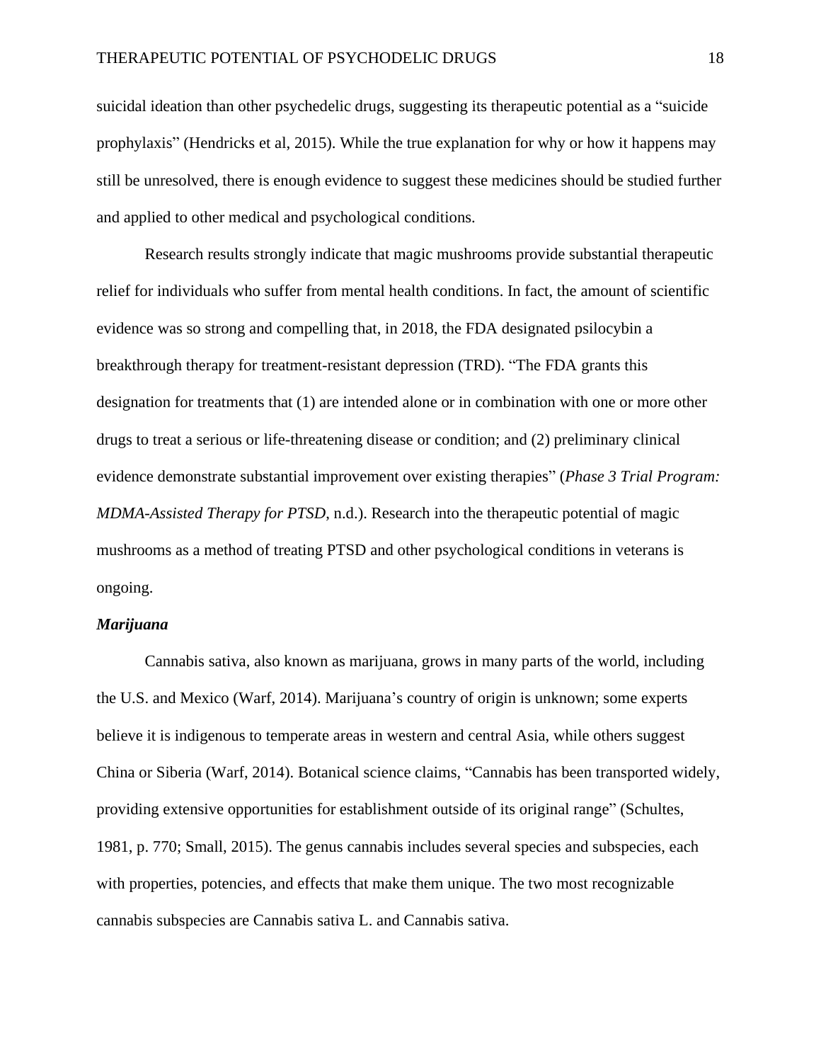suicidal ideation than other psychedelic drugs, suggesting its therapeutic potential as a "suicide prophylaxis" (Hendricks et al, 2015). While the true explanation for why or how it happens may still be unresolved, there is enough evidence to suggest these medicines should be studied further and applied to other medical and psychological conditions.

Research results strongly indicate that magic mushrooms provide substantial therapeutic relief for individuals who suffer from mental health conditions. In fact, the amount of scientific evidence was so strong and compelling that, in 2018, the FDA designated psilocybin a breakthrough therapy for treatment-resistant depression (TRD). "The FDA grants this designation for treatments that (1) are intended alone or in combination with one or more other drugs to treat a serious or life-threatening disease or condition; and (2) preliminary clinical evidence demonstrate substantial improvement over existing therapies" (*Phase 3 Trial Program: MDMA-Assisted Therapy for PTSD*, n.d.). Research into the therapeutic potential of magic mushrooms as a method of treating PTSD and other psychological conditions in veterans is ongoing.

### *Marijuana*

Cannabis sativa, also known as marijuana, grows in many parts of the world, including the U.S. and Mexico (Warf, 2014). Marijuana's country of origin is unknown; some experts believe it is indigenous to temperate areas in western and central Asia, while others suggest China or Siberia (Warf, 2014). Botanical science claims, "Cannabis has been transported widely, providing extensive opportunities for establishment outside of its original range" (Schultes, 1981, p. 770; Small, 2015). The genus cannabis includes several species and subspecies, each with properties, potencies, and effects that make them unique. The two most recognizable cannabis subspecies are Cannabis sativa L. and Cannabis sativa.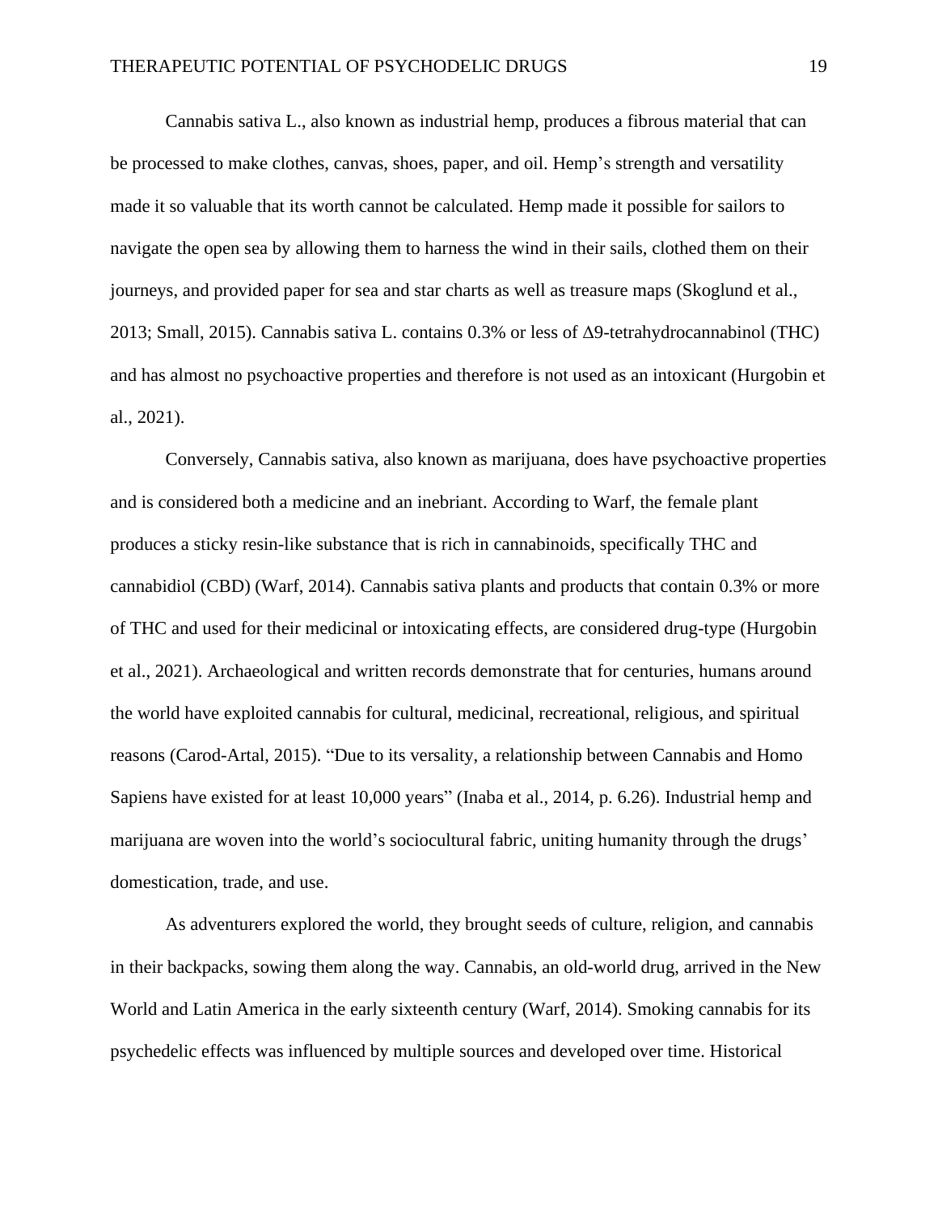Cannabis sativa L., also known as industrial hemp, produces a fibrous material that can be processed to make clothes, canvas, shoes, paper, and oil. Hemp's strength and versatility made it so valuable that its worth cannot be calculated. Hemp made it possible for sailors to navigate the open sea by allowing them to harness the wind in their sails, clothed them on their journeys, and provided paper for sea and star charts as well as treasure maps (Skoglund et al., 2013; Small, 2015). Cannabis sativa L. contains 0.3% or less of Δ9-tetrahydrocannabinol (THC) and has almost no psychoactive properties and therefore is not used as an intoxicant (Hurgobin et al., 2021).

Conversely, Cannabis sativa, also known as marijuana, does have psychoactive properties and is considered both a medicine and an inebriant. According to Warf, the female plant produces a sticky resin-like substance that is rich in cannabinoids, specifically THC and cannabidiol (CBD) (Warf, 2014). Cannabis sativa plants and products that contain 0.3% or more of THC and used for their medicinal or intoxicating effects, are considered drug-type (Hurgobin et al., 2021). Archaeological and written records demonstrate that for centuries, humans around the world have exploited cannabis for cultural, medicinal, recreational, religious, and spiritual reasons (Carod-Artal, 2015). "Due to its versality, a relationship between Cannabis and Homo Sapiens have existed for at least 10,000 years" (Inaba et al., 2014, p. 6.26). Industrial hemp and marijuana are woven into the world's sociocultural fabric, uniting humanity through the drugs' domestication, trade, and use.

As adventurers explored the world, they brought seeds of culture, religion, and cannabis in their backpacks, sowing them along the way. Cannabis, an old-world drug, arrived in the New World and Latin America in the early sixteenth century (Warf, 2014). Smoking cannabis for its psychedelic effects was influenced by multiple sources and developed over time. Historical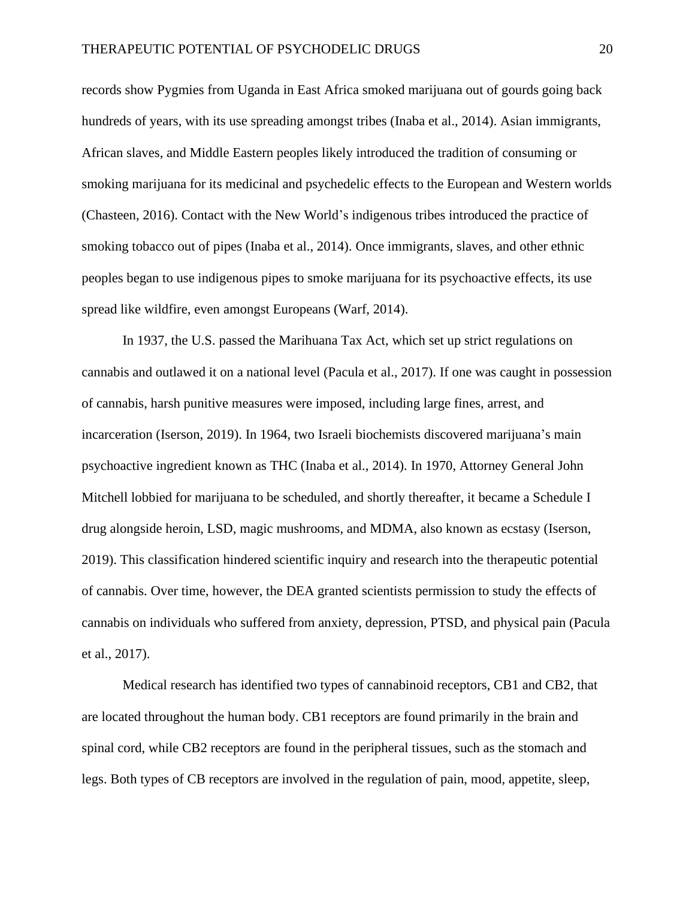records show Pygmies from Uganda in East Africa smoked marijuana out of gourds going back hundreds of years, with its use spreading amongst tribes (Inaba et al., 2014). Asian immigrants, African slaves, and Middle Eastern peoples likely introduced the tradition of consuming or smoking marijuana for its medicinal and psychedelic effects to the European and Western worlds (Chasteen, 2016). Contact with the New World's indigenous tribes introduced the practice of smoking tobacco out of pipes (Inaba et al., 2014). Once immigrants, slaves, and other ethnic peoples began to use indigenous pipes to smoke marijuana for its psychoactive effects, its use spread like wildfire, even amongst Europeans (Warf, 2014).

In 1937, the U.S. passed the Marihuana Tax Act, which set up strict regulations on cannabis and outlawed it on a national level (Pacula et al., 2017). If one was caught in possession of cannabis, harsh punitive measures were imposed, including large fines, arrest, and incarceration (Iserson, 2019). In 1964, two Israeli biochemists discovered marijuana's main psychoactive ingredient known as THC (Inaba et al., 2014). In 1970, Attorney General John Mitchell lobbied for marijuana to be scheduled, and shortly thereafter, it became a Schedule I drug alongside heroin, LSD, magic mushrooms, and MDMA, also known as ecstasy (Iserson, 2019). This classification hindered scientific inquiry and research into the therapeutic potential of cannabis. Over time, however, the DEA granted scientists permission to study the effects of cannabis on individuals who suffered from anxiety, depression, PTSD, and physical pain (Pacula et al., 2017).

Medical research has identified two types of cannabinoid receptors, CB1 and CB2, that are located throughout the human body. CB1 receptors are found primarily in the brain and spinal cord, while CB2 receptors are found in the peripheral tissues, such as the stomach and legs. Both types of CB receptors are involved in the regulation of pain, mood, appetite, sleep,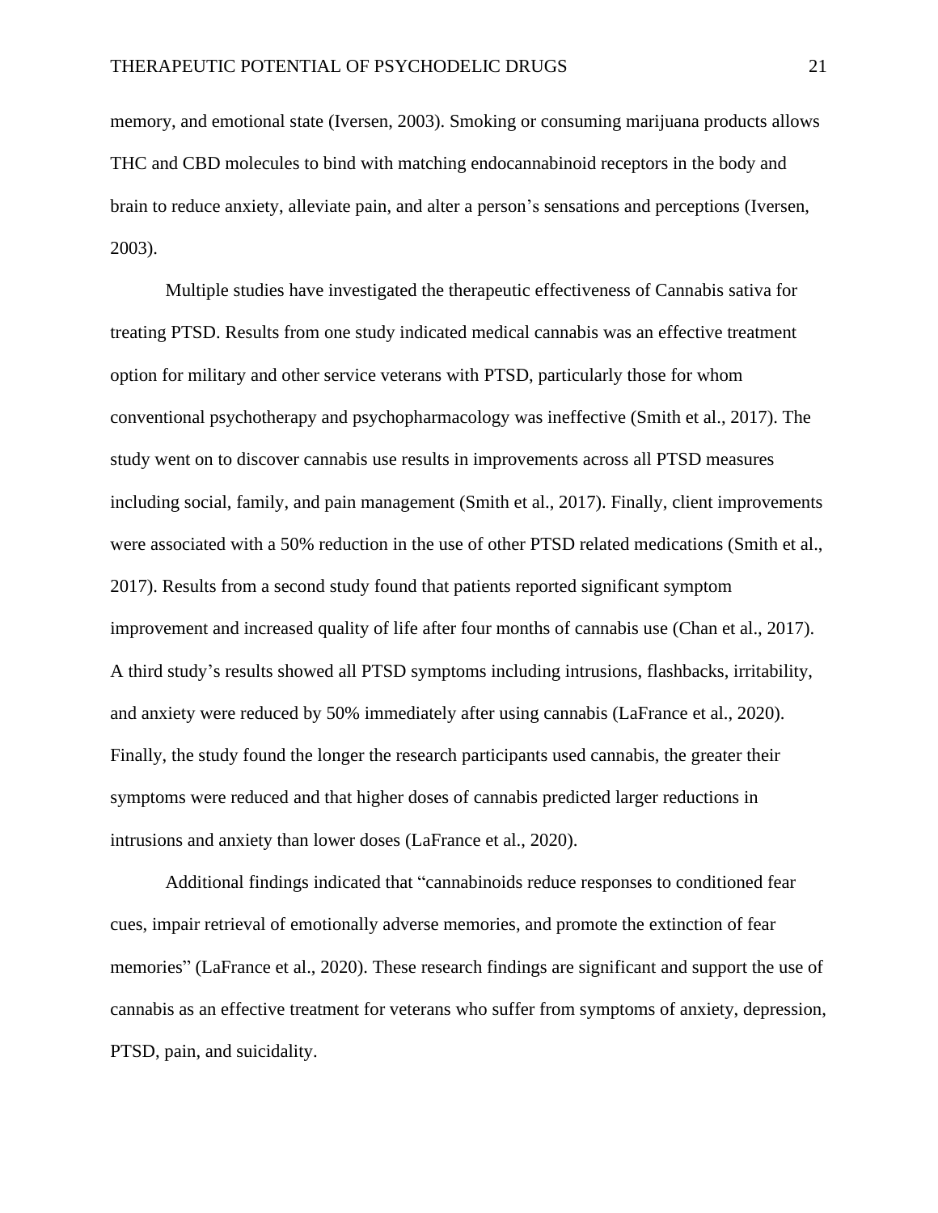memory, and emotional state (Iversen, 2003). Smoking or consuming marijuana products allows THC and CBD molecules to bind with matching endocannabinoid receptors in the body and brain to reduce anxiety, alleviate pain, and alter a person's sensations and perceptions (Iversen, 2003).

Multiple studies have investigated the therapeutic effectiveness of Cannabis sativa for treating PTSD. Results from one study indicated medical cannabis was an effective treatment option for military and other service veterans with PTSD, particularly those for whom conventional psychotherapy and psychopharmacology was ineffective (Smith et al., 2017). The study went on to discover cannabis use results in improvements across all PTSD measures including social, family, and pain management (Smith et al., 2017). Finally, client improvements were associated with a 50% reduction in the use of other PTSD related medications (Smith et al., 2017). Results from a second study found that patients reported significant symptom improvement and increased quality of life after four months of cannabis use (Chan et al., 2017). A third study's results showed all PTSD symptoms including intrusions, flashbacks, irritability, and anxiety were reduced by 50% immediately after using cannabis (LaFrance et al., 2020). Finally, the study found the longer the research participants used cannabis, the greater their symptoms were reduced and that higher doses of cannabis predicted larger reductions in intrusions and anxiety than lower doses (LaFrance et al., 2020).

Additional findings indicated that "cannabinoids reduce responses to conditioned fear cues, impair retrieval of emotionally adverse memories, and promote the extinction of fear memories" (LaFrance et al., 2020). These research findings are significant and support the use of cannabis as an effective treatment for veterans who suffer from symptoms of anxiety, depression, PTSD, pain, and suicidality.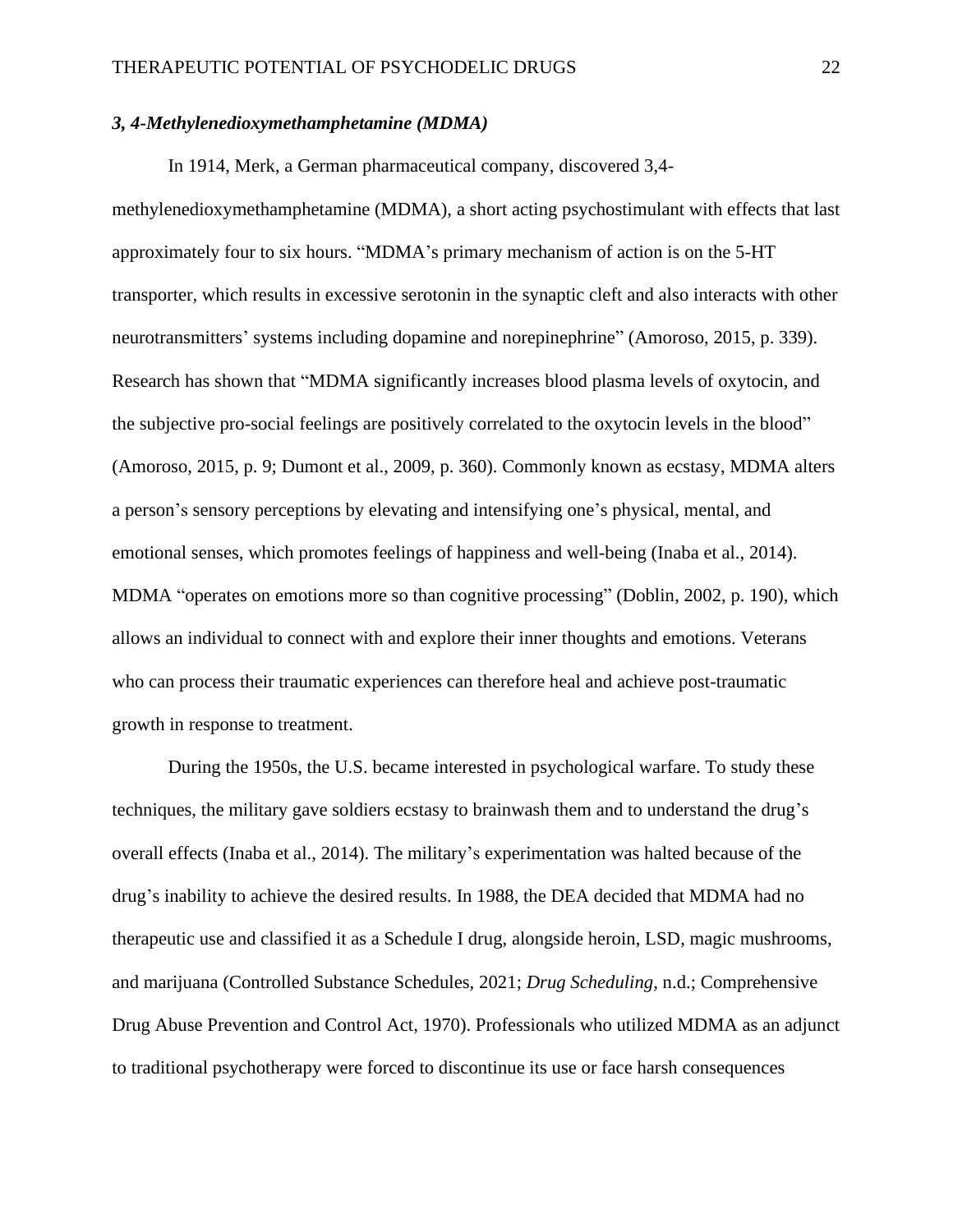### *3, 4-Methylenedioxymethamphetamine (MDMA)*

In 1914, Merk, a German pharmaceutical company, discovered 3,4-methylenedioxymethamphetamine (MDMA), a short acting psychostimulant with effects that last approximately four to six hours. "MDMA's primary mechanism of action is on the 5-HT transporter, which results in excessive serotonin in the synaptic cleft and also interacts with other neurotransmitters' systems including dopamine and norepinephrine" (Amoroso, 2015, p. 339). Research has shown that "MDMA significantly increases blood plasma levels of oxytocin, and the subjective pro-social feelings are positively correlated to the oxytocin levels in the blood" (Amoroso, 2015, p. 9; Dumont et al., 2009, p. 360). Commonly known as ecstasy, MDMA alters a person's sensory perceptions by elevating and intensifying one's physical, mental, and emotional senses, which promotes feelings of happiness and well-being (Inaba et al., 2014). MDMA "operates on emotions more so than cognitive processing" (Doblin, 2002, p. 190), which allows an individual to connect with and explore their inner thoughts and emotions. Veterans who can process their traumatic experiences can therefore heal and achieve post-traumatic growth in response to treatment.

During the 1950s, the U.S. became interested in psychological warfare. To study these techniques, the military gave soldiers ecstasy to brainwash them and to understand the drug's overall effects (Inaba et al., 2014). The military's experimentation was halted because of the drug's inability to achieve the desired results. In 1988, the DEA decided that MDMA had no therapeutic use and classified it as a Schedule I drug, alongside heroin, LSD, magic mushrooms, and marijuana (Controlled Substance Schedules, 2021; *Drug Scheduling*, n.d.; Comprehensive Drug Abuse Prevention and Control Act, 1970). Professionals who utilized MDMA as an adjunct to traditional psychotherapy were forced to discontinue its use or face harsh consequences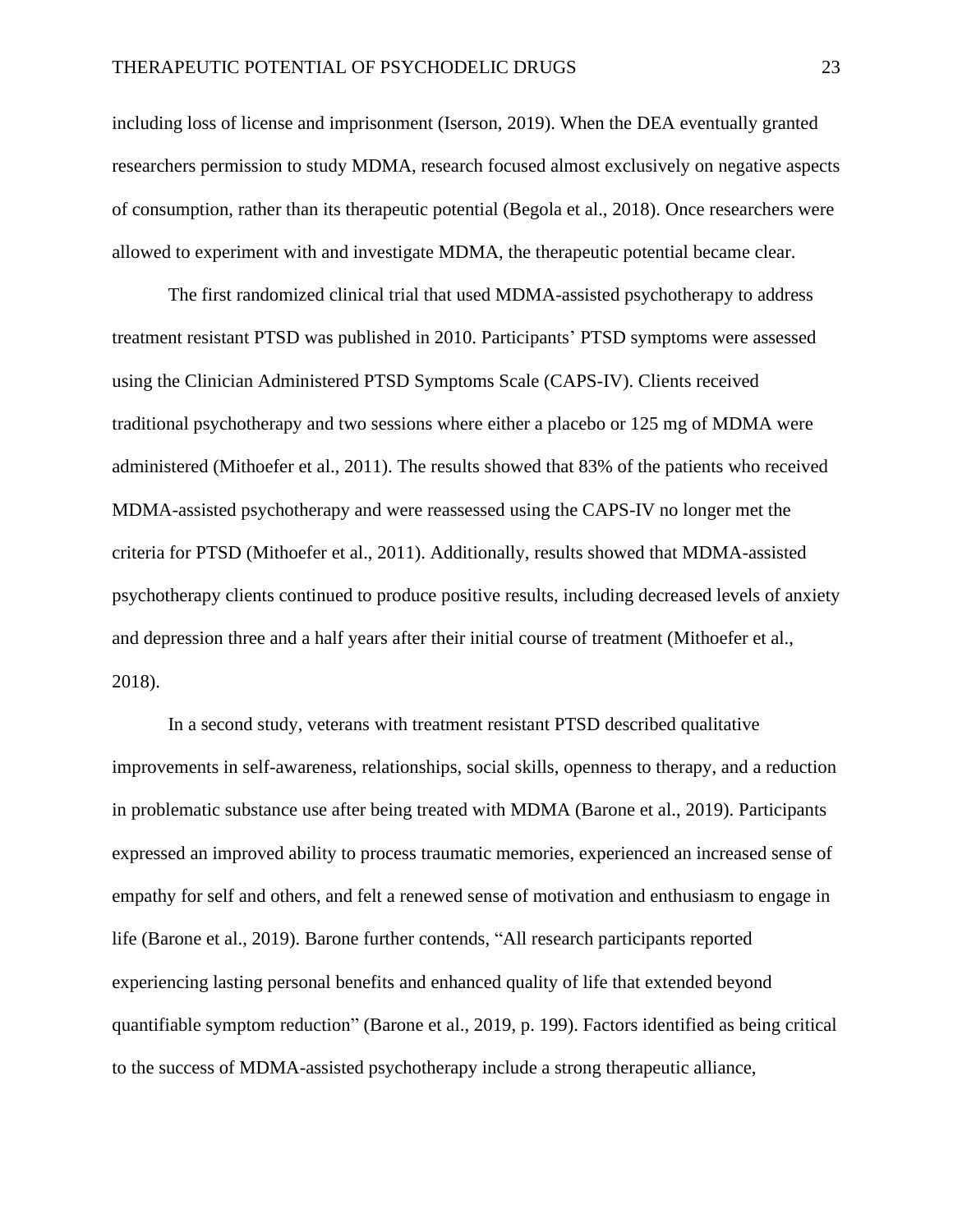including loss of license and imprisonment (Iserson, 2019). When the DEA eventually granted researchers permission to study MDMA, research focused almost exclusively on negative aspects of consumption, rather than its therapeutic potential (Begola et al., 2018). Once researchers were allowed to experiment with and investigate MDMA, the therapeutic potential became clear.

The first randomized clinical trial that used MDMA-assisted psychotherapy to address treatment resistant PTSD was published in 2010. Participants' PTSD symptoms were assessed using the Clinician Administered PTSD Symptoms Scale (CAPS-IV). Clients received traditional psychotherapy and two sessions where either a placebo or 125 mg of MDMA were administered (Mithoefer et al., 2011). The results showed that 83% of the patients who received MDMA-assisted psychotherapy and were reassessed using the CAPS-IV no longer met the criteria for PTSD (Mithoefer et al., 2011). Additionally, results showed that MDMA-assisted psychotherapy clients continued to produce positive results, including decreased levels of anxiety and depression three and a half years after their initial course of treatment (Mithoefer et al., 2018).

In a second study, veterans with treatment resistant PTSD described qualitative improvements in self-awareness, relationships, social skills, openness to therapy, and a reduction in problematic substance use after being treated with MDMA (Barone et al., 2019). Participants expressed an improved ability to process traumatic memories, experienced an increased sense of empathy for self and others, and felt a renewed sense of motivation and enthusiasm to engage in life (Barone et al., 2019). Barone further contends, "All research participants reported experiencing lasting personal benefits and enhanced quality of life that extended beyond quantifiable symptom reduction" (Barone et al., 2019, p. 199). Factors identified as being critical to the success of MDMA-assisted psychotherapy include a strong therapeutic alliance,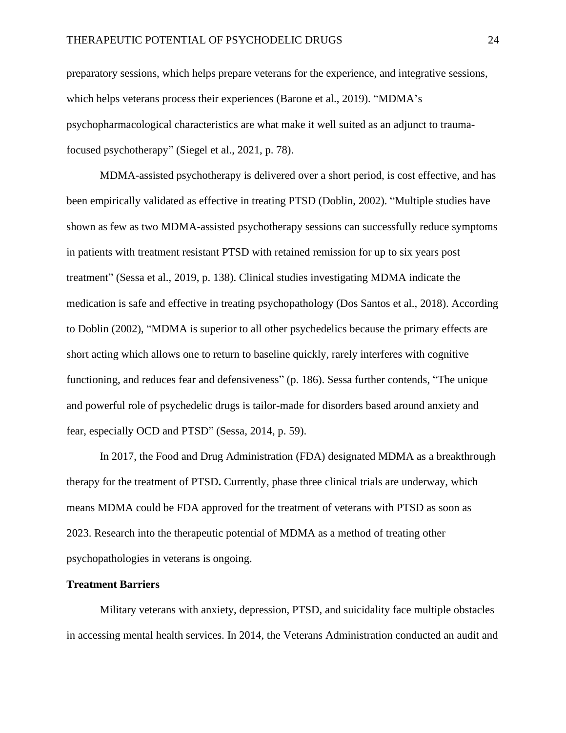preparatory sessions, which helps prepare veterans for the experience, and integrative sessions, which helps veterans process their experiences (Barone et al., 2019). "MDMA's psychopharmacological characteristics are what make it well suited as an adjunct to trauma-focused psychotherapy" (Siegel et al., 2021, p. 78).

MDMA-assisted psychotherapy is delivered over a short period, is cost effective, and has been empirically validated as effective in treating PTSD (Doblin, 2002). "Multiple studies have shown as few as two MDMA-assisted psychotherapy sessions can successfully reduce symptoms in patients with treatment resistant PTSD with retained remission for up to six years post treatment" (Sessa et al., 2019, p. 138). Clinical studies investigating MDMA indicate the medication is safe and effective in treating psychopathology (Dos Santos et al., 2018). According to Doblin (2002), "MDMA is superior to all other psychedelics because the primary effects are short acting which allows one to return to baseline quickly, rarely interferes with cognitive functioning, and reduces fear and defensiveness" (p. 186). Sessa further contends, "The unique and powerful role of psychedelic drugs is tailor-made for disorders based around anxiety and fear, especially OCD and PTSD" (Sessa, 2014, p. 59).

In 2017, the Food and Drug Administration (FDA) designated MDMA as a breakthrough therapy for the treatment of PTSD**.** Currently, phase three clinical trials are underway, which means MDMA could be FDA approved for the treatment of veterans with PTSD as soon as 2023. Research into the therapeutic potential of MDMA as a method of treating other psychopathologies in veterans is ongoing.

**Treatment Barriers**

Military veterans with anxiety, depression, PTSD, and suicidality face multiple obstacles in accessing mental health services. In 2014, the Veterans Administration conducted an audit and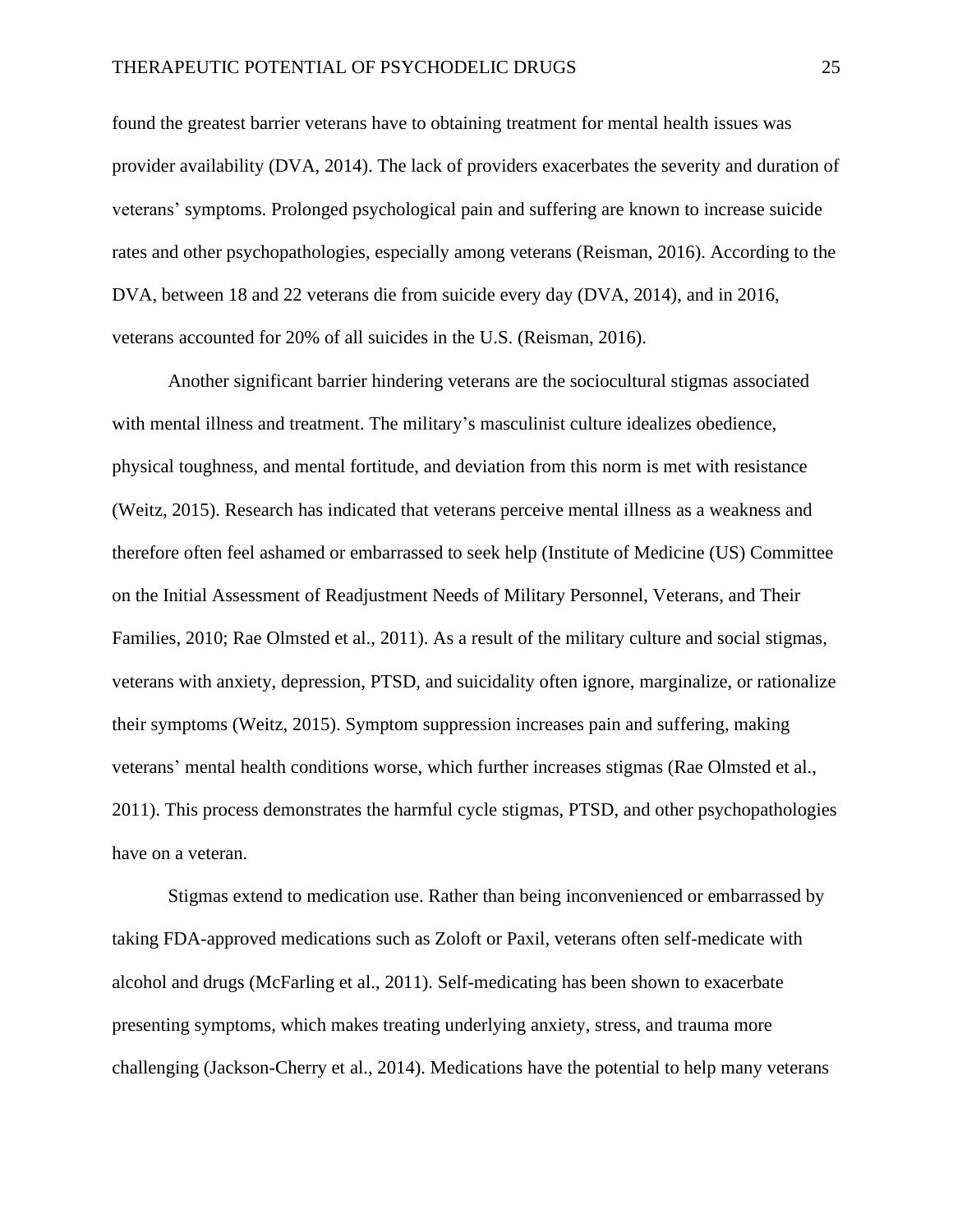found the greatest barrier veterans have to obtaining treatment for mental health issues was provider availability (DVA, 2014). The lack of providers exacerbates the severity and duration of veterans' symptoms. Prolonged psychological pain and suffering are known to increase suicide rates and other psychopathologies, especially among veterans (Reisman, 2016). According to the DVA, between 18 and 22 veterans die from suicide every day (DVA, 2014), and in 2016, veterans accounted for 20% of all suicides in the U.S. (Reisman, 2016).

Another significant barrier hindering veterans are the sociocultural stigmas associated with mental illness and treatment. The military's masculinist culture idealizes obedience, physical toughness, and mental fortitude, and deviation from this norm is met with resistance (Weitz, 2015). Research has indicated that veterans perceive mental illness as a weakness and therefore often feel ashamed or embarrassed to seek help (Institute of Medicine (US) Committee on the Initial Assessment of Readjustment Needs of Military Personnel, Veterans, and Their Families, 2010; Rae Olmsted et al., 2011). As a result of the military culture and social stigmas, veterans with anxiety, depression, PTSD, and suicidality often ignore, marginalize, or rationalize their symptoms (Weitz, 2015). Symptom suppression increases pain and suffering, making veterans' mental health conditions worse, which further increases stigmas (Rae Olmsted et al., 2011). This process demonstrates the harmful cycle stigmas, PTSD, and other psychopathologies have on a veteran.

Stigmas extend to medication use. Rather than being inconvenienced or embarrassed by taking FDA-approved medications such as Zoloft or Paxil, veterans often self-medicate with alcohol and drugs (McFarling et al., 2011). Self-medicating has been shown to exacerbate presenting symptoms, which makes treating underlying anxiety, stress, and trauma more challenging (Jackson-Cherry et al., 2014). Medications have the potential to help many veterans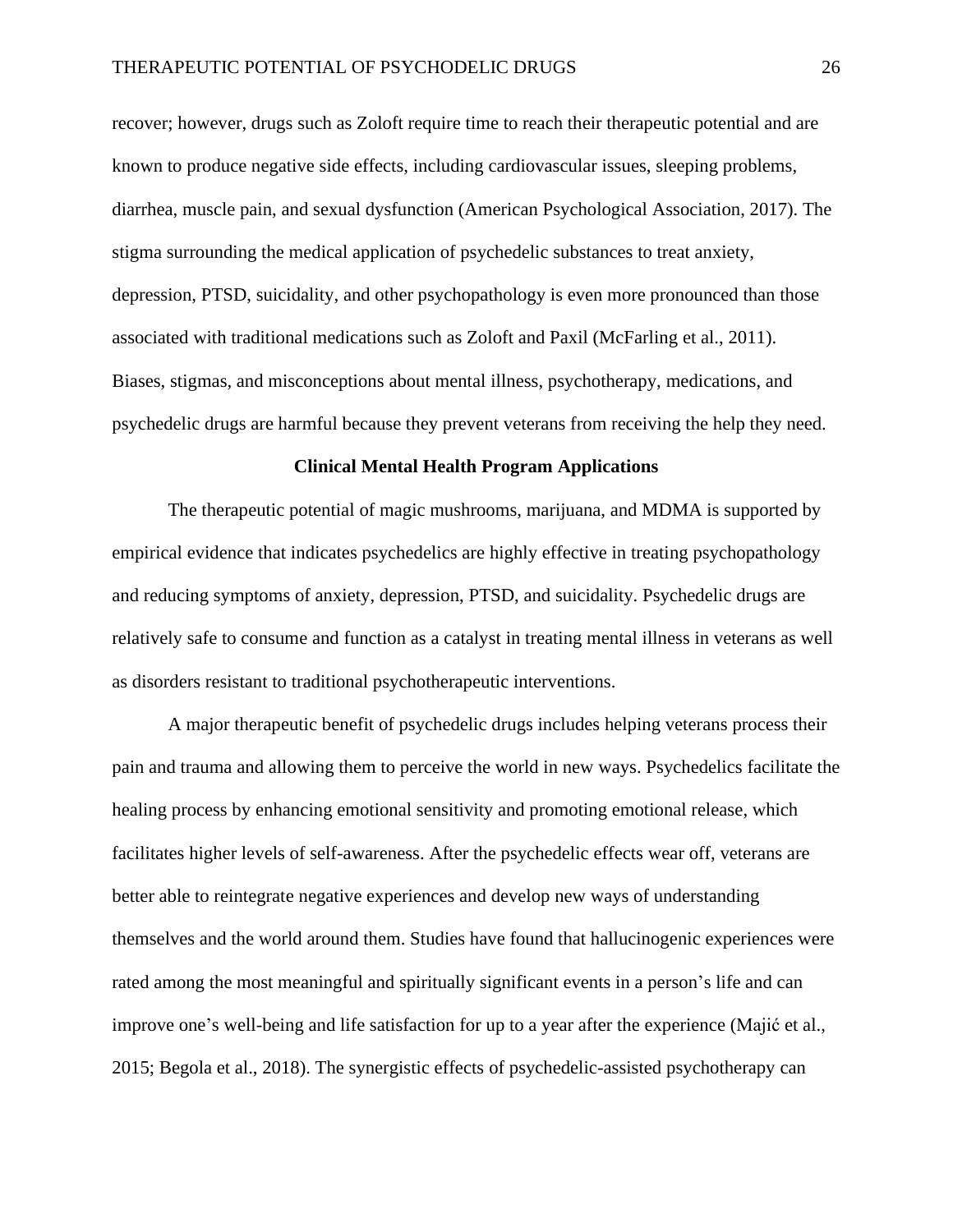recover; however, drugs such as Zoloft require time to reach their therapeutic potential and are known to produce negative side effects, including cardiovascular issues, sleeping problems, diarrhea, muscle pain, and sexual dysfunction (American Psychological Association, 2017). The stigma surrounding the medical application of psychedelic substances to treat anxiety, depression, PTSD, suicidality, and other psychopathology is even more pronounced than those associated with traditional medications such as Zoloft and Paxil (McFarling et al., 2011). Biases, stigmas, and misconceptions about mental illness, psychotherapy, medications, and psychedelic drugs are harmful because they prevent veterans from receiving the help they need.

## Clinical Mental Health Program Applications

The therapeutic potential of magic mushrooms, marijuana, and MDMA is supported by empirical evidence that indicates psychedelics are highly effective in treating psychopathology and reducing symptoms of anxiety, depression, PTSD, and suicidality. Psychedelic drugs are relatively safe to consume and function as a catalyst in treating mental illness in veterans as well as disorders resistant to traditional psychotherapeutic interventions.

A major therapeutic benefit of psychedelic drugs includes helping veterans process their pain and trauma and allowing them to perceive the world in new ways. Psychedelics facilitate the healing process by enhancing emotional sensitivity and promoting emotional release, which facilitates higher levels of self-awareness. After the psychedelic effects wear off, veterans are better able to reintegrate negative experiences and develop new ways of understanding themselves and the world around them. Studies have found that hallucinogenic experiences were rated among the most meaningful and spiritually significant events in a person's life and can improve one's well-being and life satisfaction for up to a year after the experience (Majić et al., 2015; Begola et al., 2018). The synergistic effects of psychedelic-assisted psychotherapy can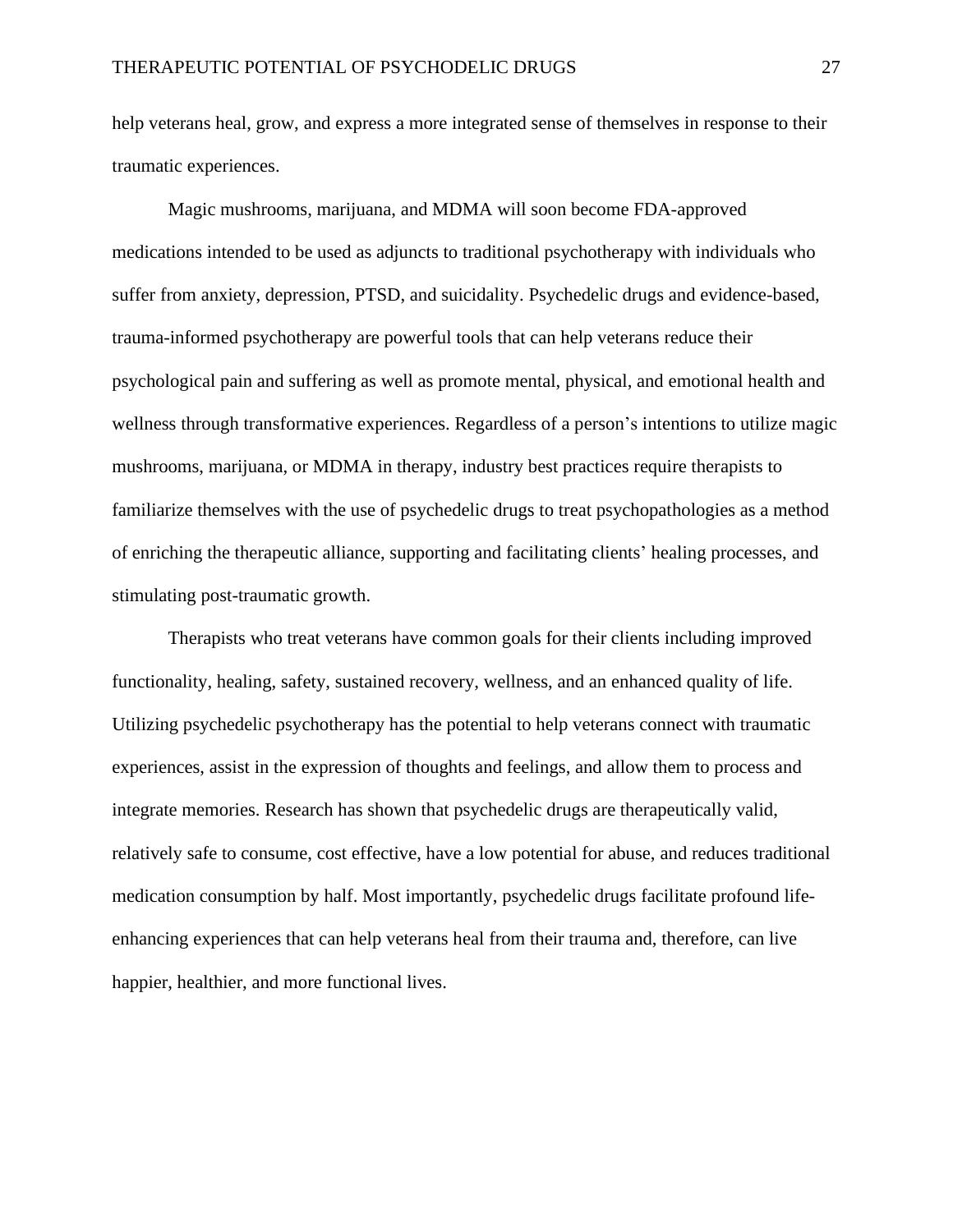help veterans heal, grow, and express a more integrated sense of themselves in response to their traumatic experiences.

Magic mushrooms, marijuana, and MDMA will soon become FDA-approved medications intended to be used as adjuncts to traditional psychotherapy with individuals who suffer from anxiety, depression, PTSD, and suicidality. Psychedelic drugs and evidence-based, trauma-informed psychotherapy are powerful tools that can help veterans reduce their psychological pain and suffering as well as promote mental, physical, and emotional health and wellness through transformative experiences. Regardless of a person's intentions to utilize magic mushrooms, marijuana, or MDMA in therapy, industry best practices require therapists to familiarize themselves with the use of psychedelic drugs to treat psychopathologies as a method of enriching the therapeutic alliance, supporting and facilitating clients' healing processes, and stimulating post-traumatic growth.

Therapists who treat veterans have common goals for their clients including improved functionality, healing, safety, sustained recovery, wellness, and an enhanced quality of life. Utilizing psychedelic psychotherapy has the potential to help veterans connect with traumatic experiences, assist in the expression of thoughts and feelings, and allow them to process and integrate memories. Research has shown that psychedelic drugs are therapeutically valid, relatively safe to consume, cost effective, have a low potential for abuse, and reduces traditional medication consumption by half. Most importantly, psychedelic drugs facilitate profound life-enhancing experiences that can help veterans heal from their trauma and, therefore, can live happier, healthier, and more functional lives.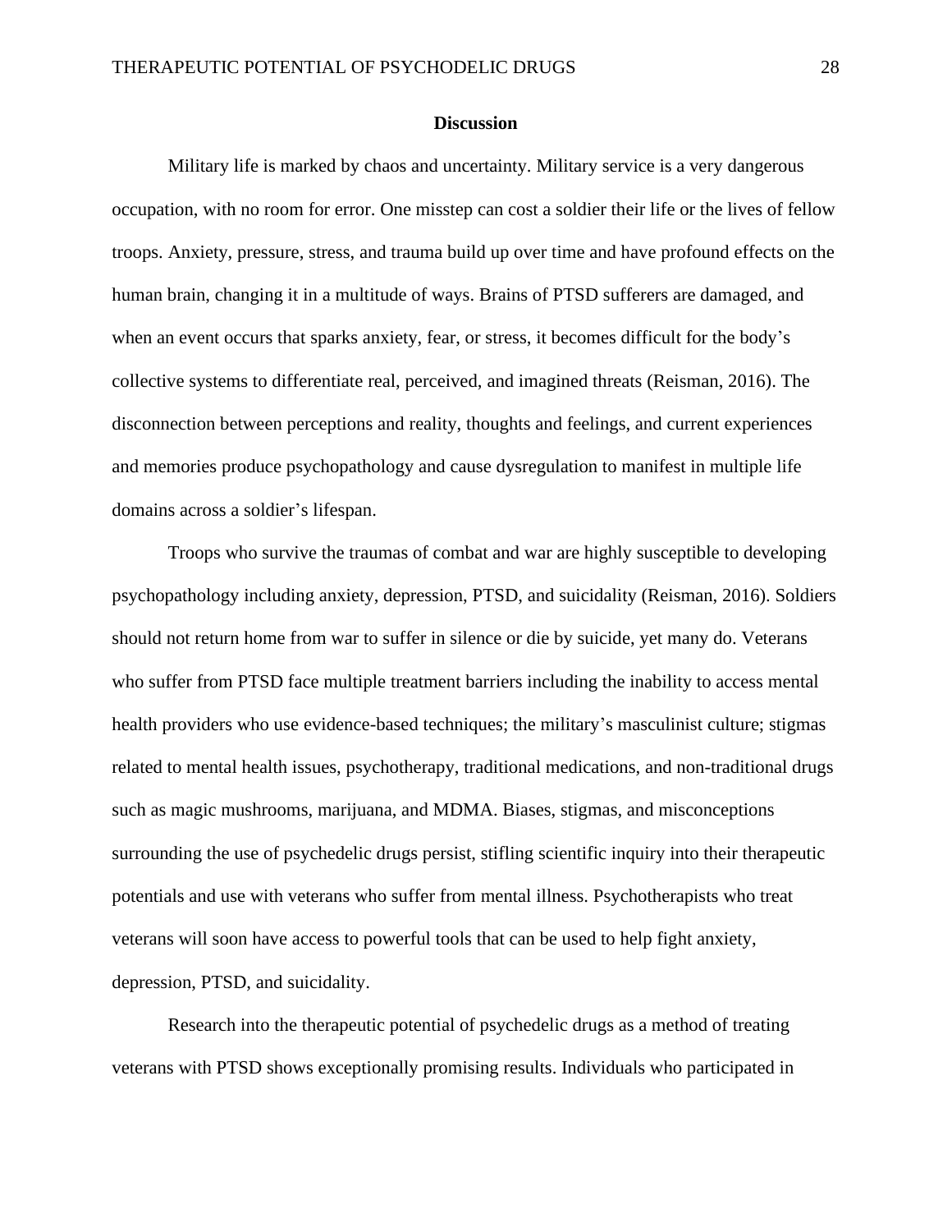## Discussion

Military life is marked by chaos and uncertainty. Military service is a very dangerous occupation, with no room for error. One misstep can cost a soldier their life or the lives of fellow troops. Anxiety, pressure, stress, and trauma build up over time and have profound effects on the human brain, changing it in a multitude of ways. Brains of PTSD sufferers are damaged, and when an event occurs that sparks anxiety, fear, or stress, it becomes difficult for the body's collective systems to differentiate real, perceived, and imagined threats (Reisman, 2016). The disconnection between perceptions and reality, thoughts and feelings, and current experiences and memories produce psychopathology and cause dysregulation to manifest in multiple life domains across a soldier's lifespan.

Troops who survive the traumas of combat and war are highly susceptible to developing psychopathology including anxiety, depression, PTSD, and suicidality (Reisman, 2016). Soldiers should not return home from war to suffer in silence or die by suicide, yet many do. Veterans who suffer from PTSD face multiple treatment barriers including the inability to access mental health providers who use evidence-based techniques; the military's masculinist culture; stigmas related to mental health issues, psychotherapy, traditional medications, and non-traditional drugs such as magic mushrooms, marijuana, and MDMA. Biases, stigmas, and misconceptions surrounding the use of psychedelic drugs persist, stifling scientific inquiry into their therapeutic potentials and use with veterans who suffer from mental illness. Psychotherapists who treat veterans will soon have access to powerful tools that can be used to help fight anxiety, depression, PTSD, and suicidality.

Research into the therapeutic potential of psychedelic drugs as a method of treating veterans with PTSD shows exceptionally promising results. Individuals who participated in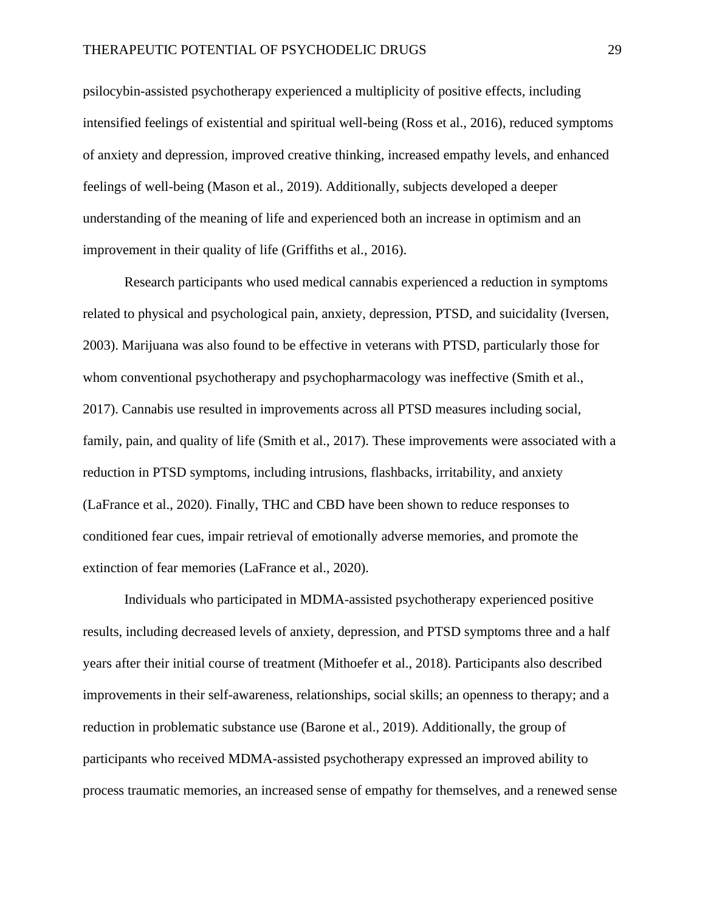psilocybin-assisted psychotherapy experienced a multiplicity of positive effects, including intensified feelings of existential and spiritual well-being (Ross et al., 2016), reduced symptoms of anxiety and depression, improved creative thinking, increased empathy levels, and enhanced feelings of well-being (Mason et al., 2019). Additionally, subjects developed a deeper understanding of the meaning of life and experienced both an increase in optimism and an improvement in their quality of life (Griffiths et al., 2016).

Research participants who used medical cannabis experienced a reduction in symptoms related to physical and psychological pain, anxiety, depression, PTSD, and suicidality (Iversen, 2003). Marijuana was also found to be effective in veterans with PTSD, particularly those for whom conventional psychotherapy and psychopharmacology was ineffective (Smith et al., 2017). Cannabis use resulted in improvements across all PTSD measures including social, family, pain, and quality of life (Smith et al., 2017). These improvements were associated with a reduction in PTSD symptoms, including intrusions, flashbacks, irritability, and anxiety (LaFrance et al., 2020). Finally, THC and CBD have been shown to reduce responses to conditioned fear cues, impair retrieval of emotionally adverse memories, and promote the extinction of fear memories (LaFrance et al., 2020).

Individuals who participated in MDMA-assisted psychotherapy experienced positive results, including decreased levels of anxiety, depression, and PTSD symptoms three and a half years after their initial course of treatment (Mithoefer et al., 2018). Participants also described improvements in their self-awareness, relationships, social skills; an openness to therapy; and a reduction in problematic substance use (Barone et al., 2019). Additionally, the group of participants who received MDMA-assisted psychotherapy expressed an improved ability to process traumatic memories, an increased sense of empathy for themselves, and a renewed sense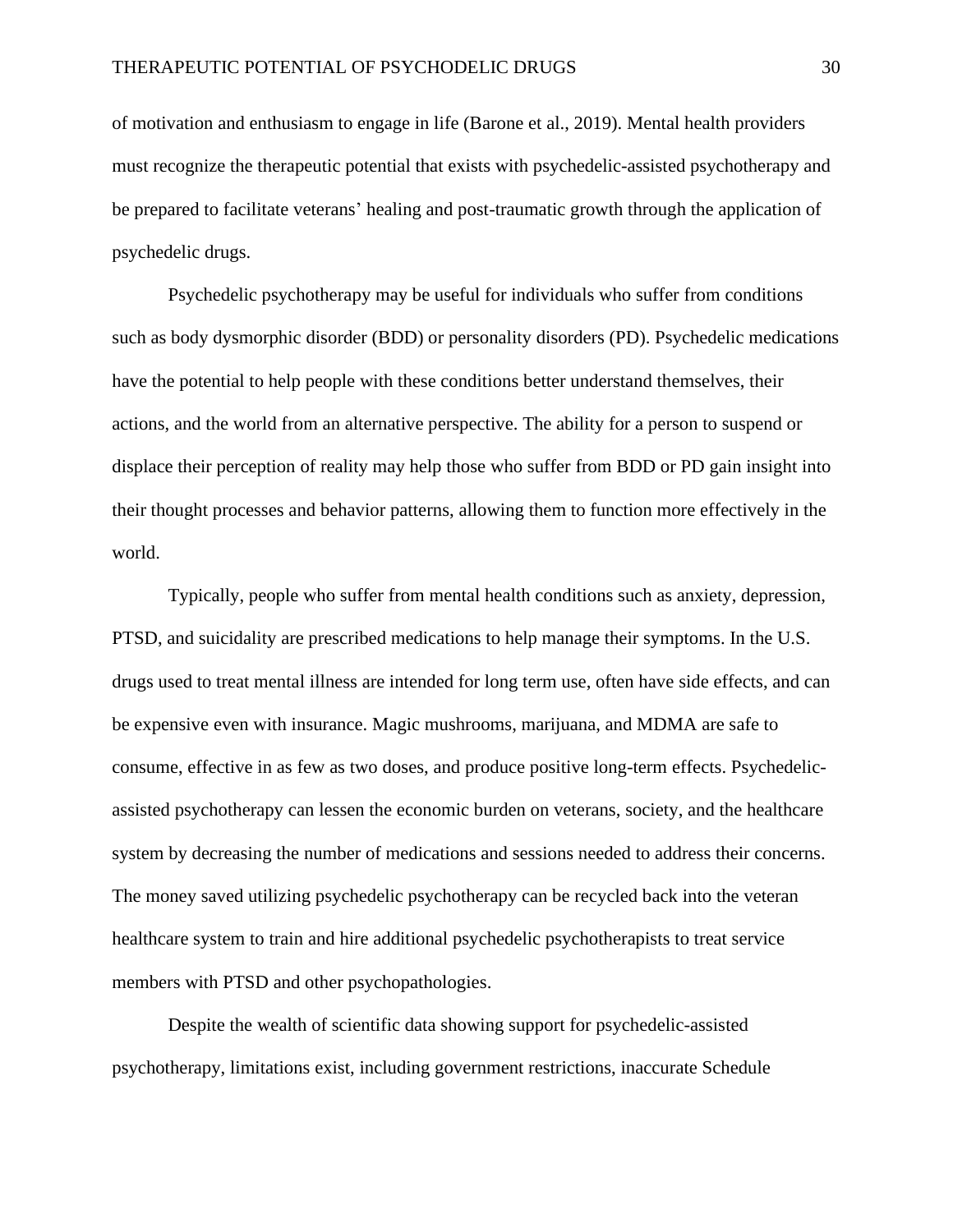of motivation and enthusiasm to engage in life (Barone et al., 2019). Mental health providers must recognize the therapeutic potential that exists with psychedelic-assisted psychotherapy and be prepared to facilitate veterans' healing and post-traumatic growth through the application of psychedelic drugs.

Psychedelic psychotherapy may be useful for individuals who suffer from conditions such as body dysmorphic disorder (BDD) or personality disorders (PD). Psychedelic medications have the potential to help people with these conditions better understand themselves, their actions, and the world from an alternative perspective. The ability for a person to suspend or displace their perception of reality may help those who suffer from BDD or PD gain insight into their thought processes and behavior patterns, allowing them to function more effectively in the world.

Typically, people who suffer from mental health conditions such as anxiety, depression, PTSD, and suicidality are prescribed medications to help manage their symptoms. In the U.S. drugs used to treat mental illness are intended for long term use, often have side effects, and can be expensive even with insurance. Magic mushrooms, marijuana, and MDMA are safe to consume, effective in as few as two doses, and produce positive long-term effects. Psychedelic-assisted psychotherapy can lessen the economic burden on veterans, society, and the healthcare system by decreasing the number of medications and sessions needed to address their concerns. The money saved utilizing psychedelic psychotherapy can be recycled back into the veteran healthcare system to train and hire additional psychedelic psychotherapists to treat service members with PTSD and other psychopathologies.

Despite the wealth of scientific data showing support for psychedelic-assisted psychotherapy, limitations exist, including government restrictions, inaccurate Schedule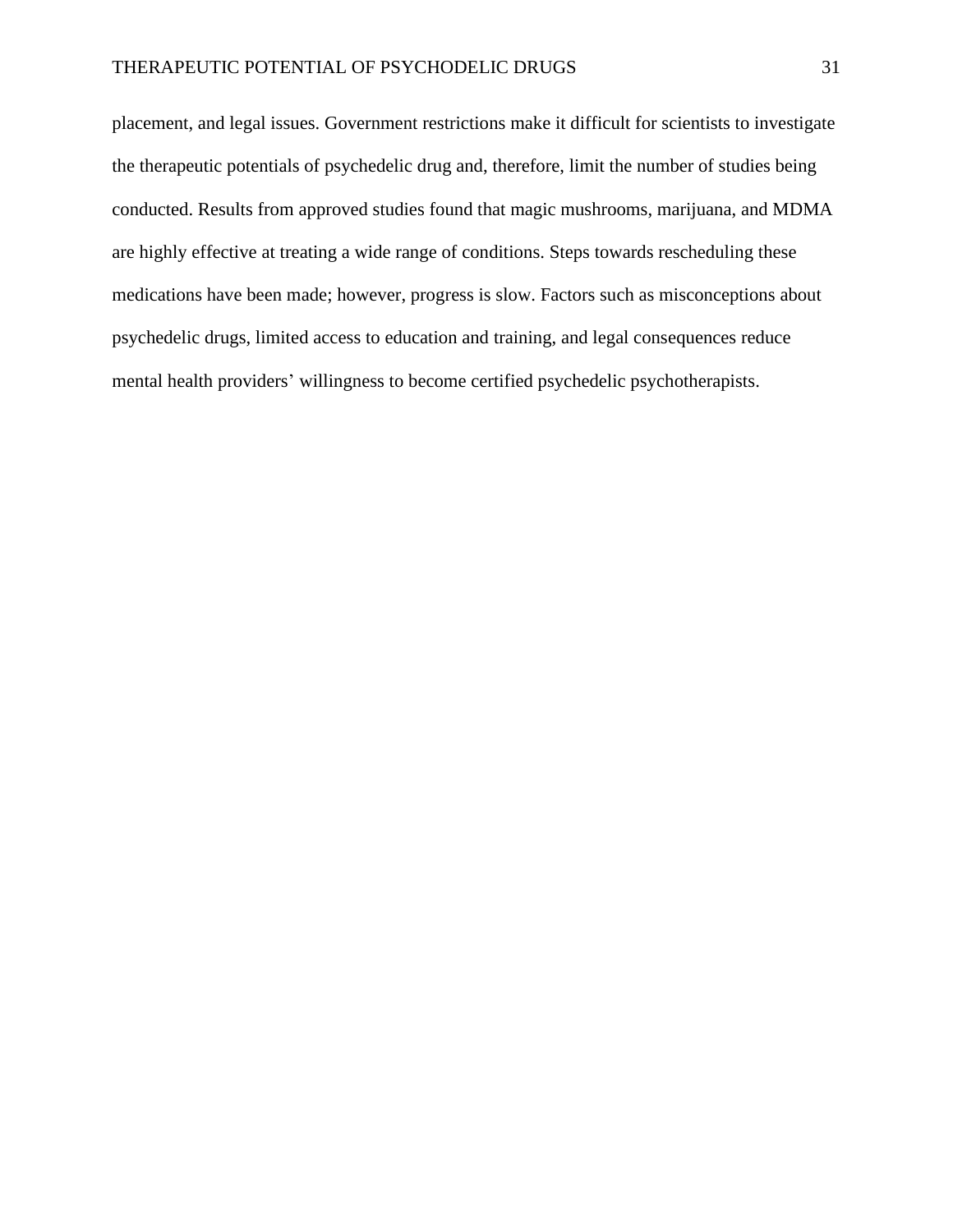placement, and legal issues. Government restrictions make it difficult for scientists to investigate the therapeutic potentials of psychedelic drug and, therefore, limit the number of studies being conducted. Results from approved studies found that magic mushrooms, marijuana, and MDMA are highly effective at treating a wide range of conditions. Steps towards rescheduling these medications have been made; however, progress is slow. Factors such as misconceptions about psychedelic drugs, limited access to education and training, and legal consequences reduce mental health providers' willingness to become certified psychedelic psychotherapists.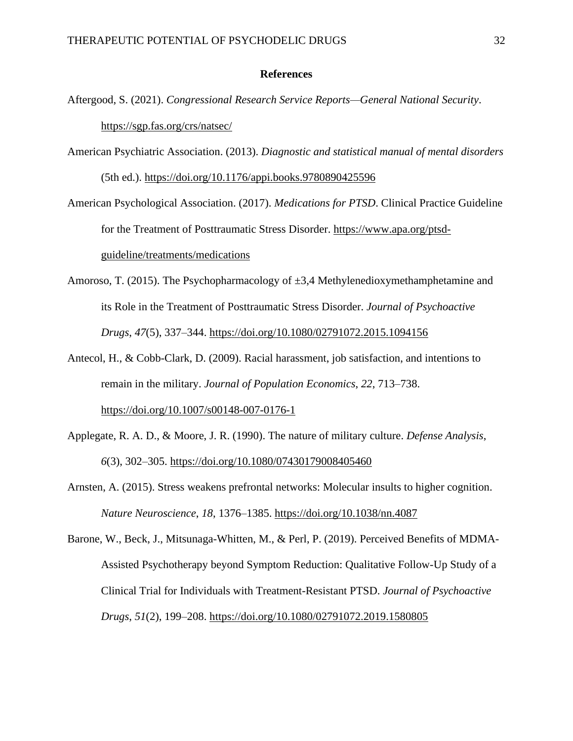## References

Aftergood, S. (2021). *Congressional Research Service Reports—General National Security*. https://sgp.fas.org/crs/natsec/

American Psychiatric Association. (2013). *Diagnostic and statistical manual of mental disorders* (5th ed.). https://doi.org/10.1176/appi.books.9780890425596

American Psychological Association. (2017). *Medications for PTSD*. Clinical Practice Guideline for the Treatment of Posttraumatic Stress Disorder. https://www.apa.org/ptsd-guideline/treatments/medications

Amoroso, T. (2015). The Psychopharmacology of ±3,4 Methylenedioxymethamphetamine and its Role in the Treatment of Posttraumatic Stress Disorder. *Journal of Psychoactive Drugs*, *47*(5), 337–344. https://doi.org/10.1080/02791072.2015.1094156

Antecol, H., & Cobb-Clark, D. (2009). Racial harassment, job satisfaction, and intentions to remain in the military. *Journal of Population Economics*, *22*, 713–738. https://doi.org/10.1007/s00148-007-0176-1

Applegate, R. A. D., & Moore, J. R. (1990). The nature of military culture. *Defense Analysis*, *6*(3), 302–305. https://doi.org/10.1080/07430179008405460

Arnsten, A. (2015). Stress weakens prefrontal networks: Molecular insults to higher cognition. *Nature Neuroscience*, *18*, 1376–1385. https://doi.org/10.1038/nn.4087

Barone, W., Beck, J., Mitsunaga-Whitten, M., & Perl, P. (2019). Perceived Benefits of MDMA-Assisted Psychotherapy beyond Symptom Reduction: Qualitative Follow-Up Study of a Clinical Trial for Individuals with Treatment-Resistant PTSD. *Journal of Psychoactive Drugs*, *51*(2), 199–208. https://doi.org/10.1080/02791072.2019.1580805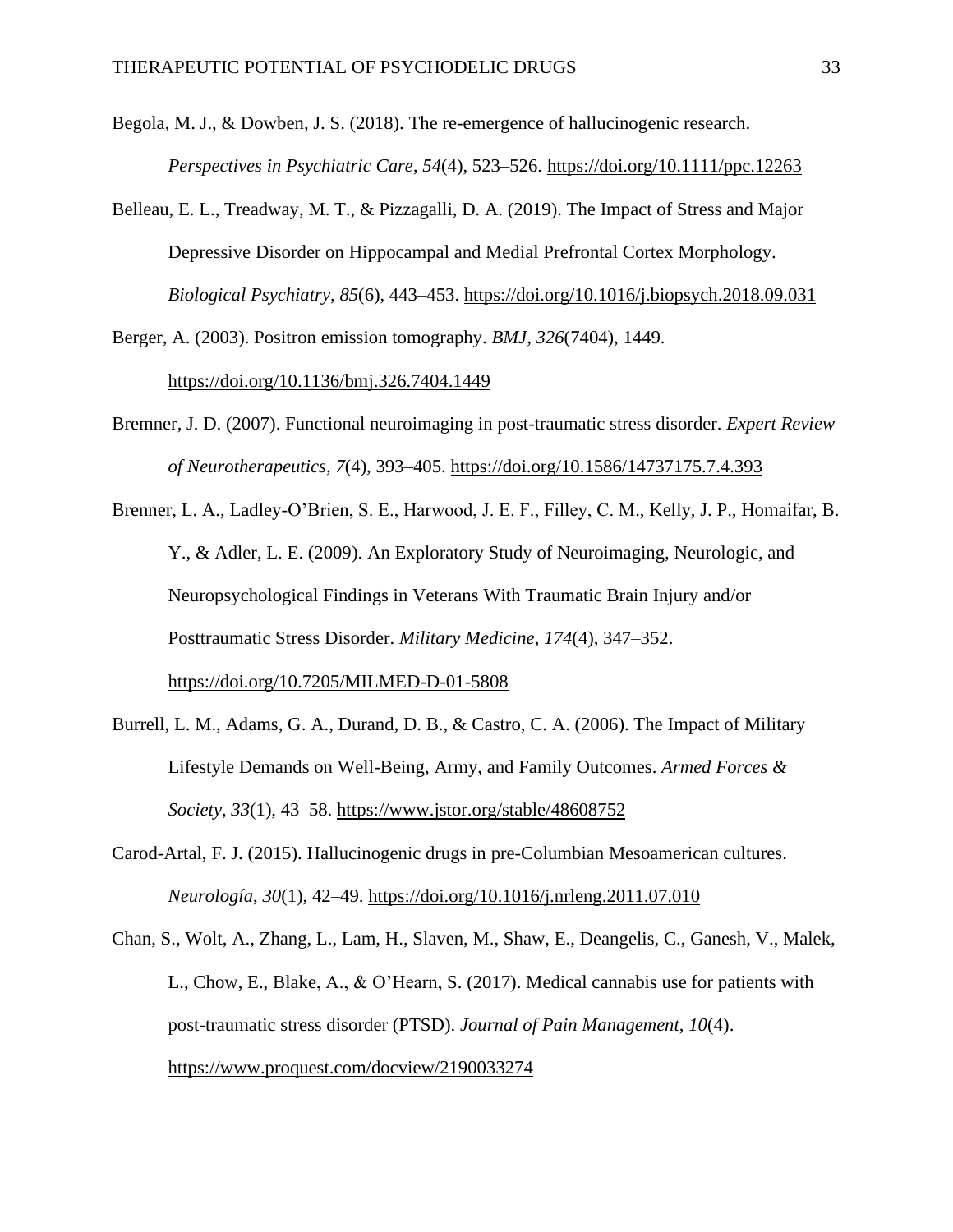Begola, M. J., & Dowben, J. S. (2018). The re-emergence of hallucinogenic research. *Perspectives in Psychiatric Care*, *54*(4), 523–526. https://doi.org/10.1111/ppc.12263

Belleau, E. L., Treadway, M. T., & Pizzagalli, D. A. (2019). The Impact of Stress and Major Depressive Disorder on Hippocampal and Medial Prefrontal Cortex Morphology. *Biological Psychiatry*, *85*(6), 443–453. https://doi.org/10.1016/j.biopsych.2018.09.031

Berger, A. (2003). Positron emission tomography. *BMJ*, *326*(7404), 1449. https://doi.org/10.1136/bmj.326.7404.1449

Bremner, J. D. (2007). Functional neuroimaging in post-traumatic stress disorder. *Expert Review of Neurotherapeutics*, *7*(4), 393–405. https://doi.org/10.1586/14737175.7.4.393

Brenner, L. A., Ladley-O'Brien, S. E., Harwood, J. E. F., Filley, C. M., Kelly, J. P., Homaifar, B. Y., & Adler, L. E. (2009). An Exploratory Study of Neuroimaging, Neurologic, and Neuropsychological Findings in Veterans With Traumatic Brain Injury and/or Posttraumatic Stress Disorder. *Military Medicine*, *174*(4), 347–352. https://doi.org/10.7205/MILMED-D-01-5808

Burrell, L. M., Adams, G. A., Durand, D. B., & Castro, C. A. (2006). The Impact of Military Lifestyle Demands on Well-Being, Army, and Family Outcomes. *Armed Forces & Society*, *33*(1), 43–58. https://www.jstor.org/stable/48608752

Carod-Artal, F. J. (2015). Hallucinogenic drugs in pre-Columbian Mesoamerican cultures. *Neurología*, *30*(1), 42–49. https://doi.org/10.1016/j.nrleng.2011.07.010

Chan, S., Wolt, A., Zhang, L., Lam, H., Slaven, M., Shaw, E., Deangelis, C., Ganesh, V., Malek, L., Chow, E., Blake, A., & O'Hearn, S. (2017). Medical cannabis use for patients with post-traumatic stress disorder (PTSD). *Journal of Pain Management*, *10*(4). https://www.proquest.com/docview/2190033274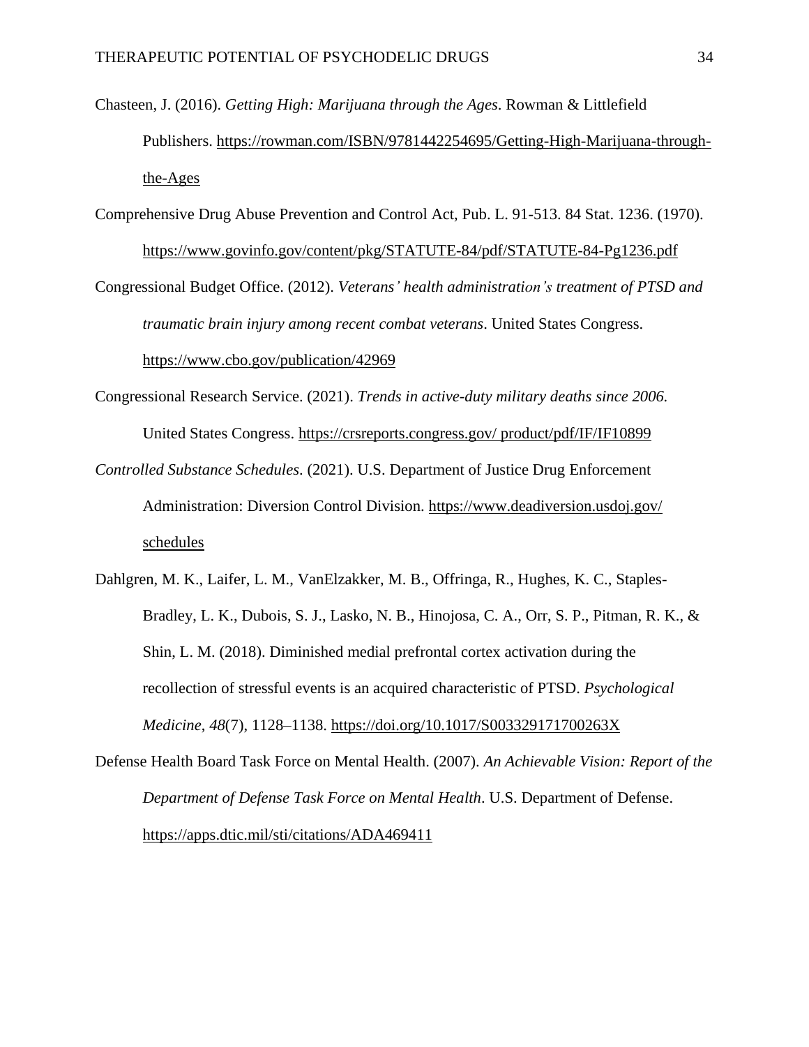Chasteen, J. (2016). *Getting High: Marijuana through the Ages*. Rowman & Littlefield Publishers. https://rowman.com/ISBN/9781442254695/Getting-High-Marijuana-through-the-Ages

Comprehensive Drug Abuse Prevention and Control Act, Pub. L. 91-513. 84 Stat. 1236. (1970). https://www.govinfo.gov/content/pkg/STATUTE-84/pdf/STATUTE-84-Pg1236.pdf

Congressional Budget Office. (2012). *Veterans' health administration's treatment of PTSD and traumatic brain injury among recent combat veterans*. United States Congress. https://www.cbo.gov/publication/42969

Congressional Research Service. (2021). *Trends in active-duty military deaths since 2006.* United States Congress. https://crsreports.congress.gov/ product/pdf/IF/IF10899

*Controlled Substance Schedules*. (2021). U.S. Department of Justice Drug Enforcement Administration: Diversion Control Division. https://www.deadiversion.usdoj.gov/schedules

Dahlgren, M. K., Laifer, L. M., VanElzakker, M. B., Offringa, R., Hughes, K. C., Staples-Bradley, L. K., Dubois, S. J., Lasko, N. B., Hinojosa, C. A., Orr, S. P., Pitman, R. K., & Shin, L. M. (2018). Diminished medial prefrontal cortex activation during the recollection of stressful events is an acquired characteristic of PTSD. *Psychological Medicine*, *48*(7), 1128–1138. https://doi.org/10.1017/S003329171700263X

Defense Health Board Task Force on Mental Health. (2007). *An Achievable Vision: Report of the Department of Defense Task Force on Mental Health*. U.S. Department of Defense. https://apps.dtic.mil/sti/citations/ADA469411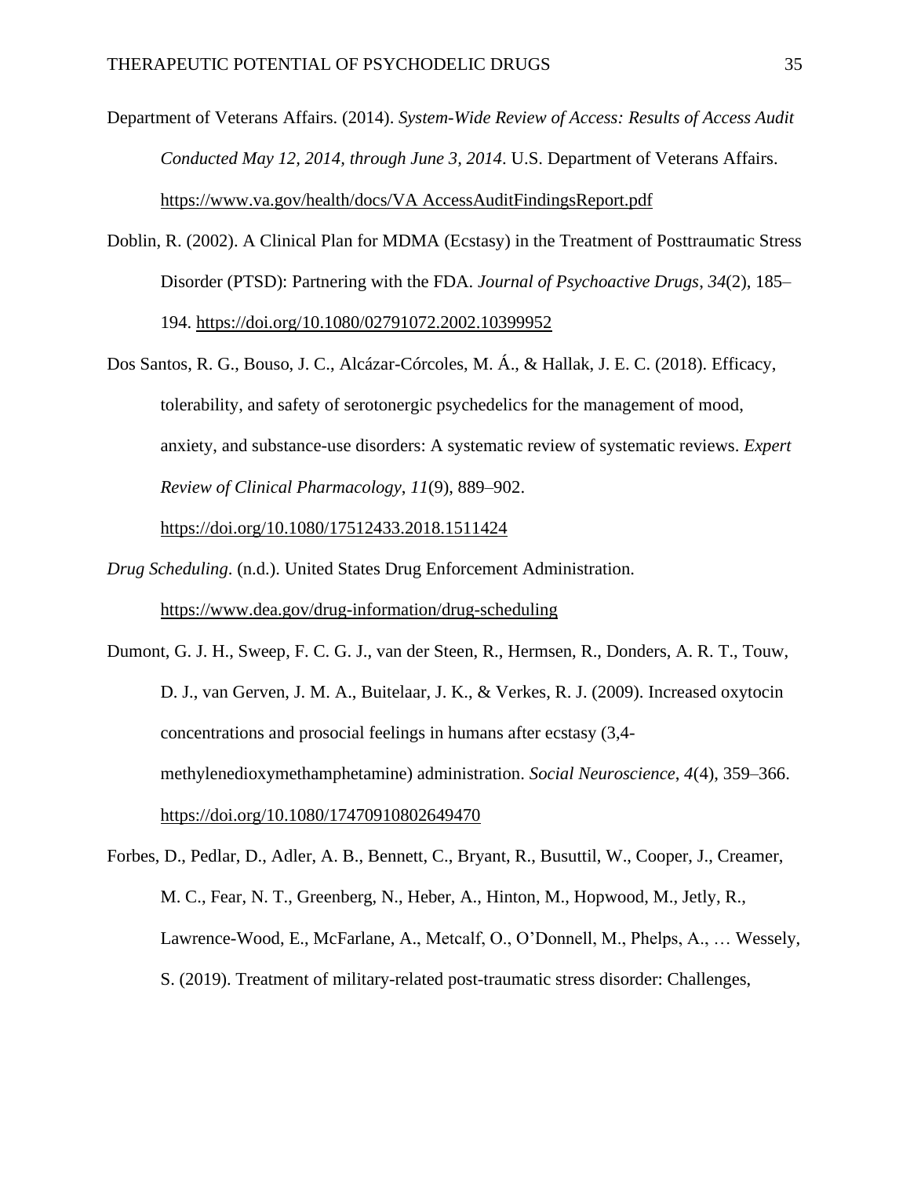Department of Veterans Affairs. (2014). *System-Wide Review of Access: Results of Access Audit Conducted May 12, 2014, through June 3, 2014*. U.S. Department of Veterans Affairs. https://www.va.gov/health/docs/VA AccessAuditFindingsReport.pdf

Doblin, R. (2002). A Clinical Plan for MDMA (Ecstasy) in the Treatment of Posttraumatic Stress Disorder (PTSD): Partnering with the FDA. *Journal of Psychoactive Drugs*, *34*(2), 185–194. https://doi.org/10.1080/02791072.2002.10399952

Dos Santos, R. G., Bouso, J. C., Alcázar-Córcoles, M. Á., & Hallak, J. E. C. (2018). Efficacy, tolerability, and safety of serotonergic psychedelics for the management of mood, anxiety, and substance-use disorders: A systematic review of systematic reviews. *Expert Review of Clinical Pharmacology*, *11*(9), 889–902. https://doi.org/10.1080/17512433.2018.1511424

*Drug Scheduling*. (n.d.). United States Drug Enforcement Administration. https://www.dea.gov/drug-information/drug-scheduling

Dumont, G. J. H., Sweep, F. C. G. J., van der Steen, R., Hermsen, R., Donders, A. R. T., Touw, D. J., van Gerven, J. M. A., Buitelaar, J. K., & Verkes, R. J. (2009). Increased oxytocin concentrations and prosocial feelings in humans after ecstasy (3,4-methylenedioxymethamphetamine) administration. *Social Neuroscience*, *4*(4), 359–366. https://doi.org/10.1080/17470910802649470

Forbes, D., Pedlar, D., Adler, A. B., Bennett, C., Bryant, R., Busuttil, W., Cooper, J., Creamer, M. C., Fear, N. T., Greenberg, N., Heber, A., Hinton, M., Hopwood, M., Jetly, R., Lawrence-Wood, E., McFarlane, A., Metcalf, O., O'Donnell, M., Phelps, A., … Wessely, S. (2019). Treatment of military-related post-traumatic stress disorder: Challenges,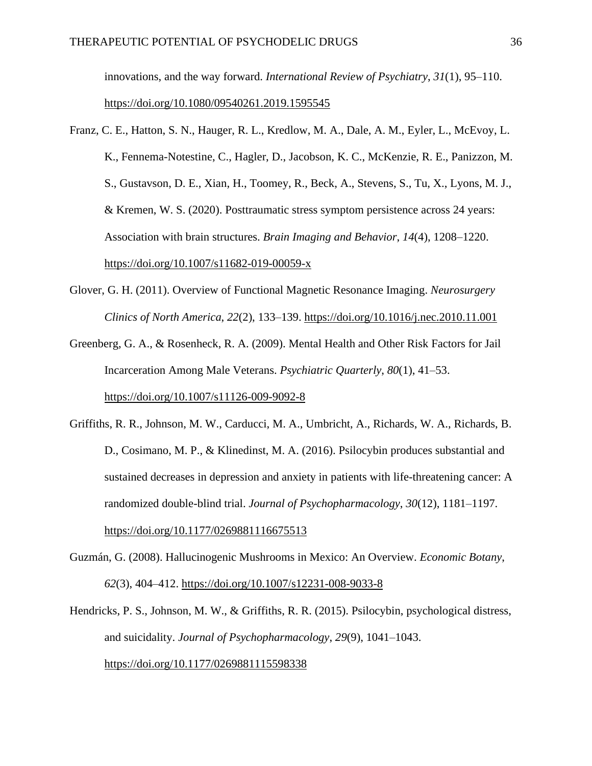innovations, and the way forward. *International Review of Psychiatry*, *31*(1), 95–110. https://doi.org/10.1080/09540261.2019.1595545

Franz, C. E., Hatton, S. N., Hauger, R. L., Kredlow, M. A., Dale, A. M., Eyler, L., McEvoy, L. K., Fennema-Notestine, C., Hagler, D., Jacobson, K. C., McKenzie, R. E., Panizzon, M. S., Gustavson, D. E., Xian, H., Toomey, R., Beck, A., Stevens, S., Tu, X., Lyons, M. J., & Kremen, W. S. (2020). Posttraumatic stress symptom persistence across 24 years: Association with brain structures. *Brain Imaging and Behavior*, *14*(4), 1208–1220. https://doi.org/10.1007/s11682-019-00059-x

Glover, G. H. (2011). Overview of Functional Magnetic Resonance Imaging. *Neurosurgery Clinics of North America*, *22*(2), 133–139. https://doi.org/10.1016/j.nec.2010.11.001

Greenberg, G. A., & Rosenheck, R. A. (2009). Mental Health and Other Risk Factors for Jail Incarceration Among Male Veterans. *Psychiatric Quarterly*, *80*(1), 41–53. https://doi.org/10.1007/s11126-009-9092-8

Griffiths, R. R., Johnson, M. W., Carducci, M. A., Umbricht, A., Richards, W. A., Richards, B. D., Cosimano, M. P., & Klinedinst, M. A. (2016). Psilocybin produces substantial and sustained decreases in depression and anxiety in patients with life-threatening cancer: A randomized double-blind trial. *Journal of Psychopharmacology*, *30*(12), 1181–1197. https://doi.org/10.1177/0269881116675513

Guzmán, G. (2008). Hallucinogenic Mushrooms in Mexico: An Overview. *Economic Botany*, *62*(3), 404–412. https://doi.org/10.1007/s12231-008-9033-8

Hendricks, P. S., Johnson, M. W., & Griffiths, R. R. (2015). Psilocybin, psychological distress, and suicidality. *Journal of Psychopharmacology*, *29*(9), 1041–1043. https://doi.org/10.1177/0269881115598338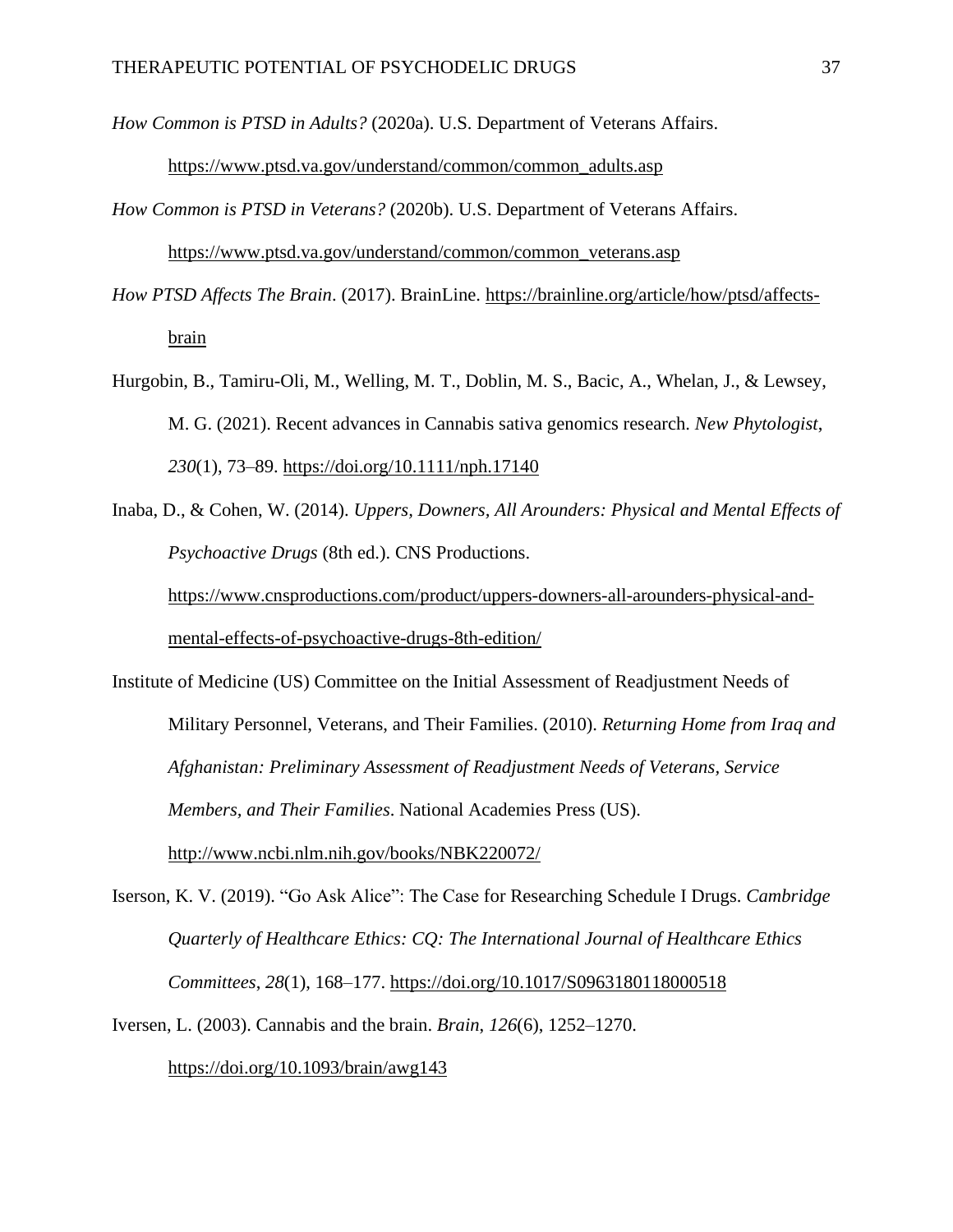*How Common is PTSD in Adults?* (2020a). U.S. Department of Veterans Affairs. https://www.ptsd.va.gov/understand/common/common_adults.asp

*How Common is PTSD in Veterans?* (2020b). U.S. Department of Veterans Affairs. https://www.ptsd.va.gov/understand/common/common_veterans.asp

*How PTSD Affects The Brain*. (2017). BrainLine. https://brainline.org/article/how/ptsd/affects-brain

Hurgobin, B., Tamiru-Oli, M., Welling, M. T., Doblin, M. S., Bacic, A., Whelan, J., & Lewsey, M. G. (2021). Recent advances in Cannabis sativa genomics research. *New Phytologist*, *230*(1), 73–89. https://doi.org/10.1111/nph.17140

Inaba, D., & Cohen, W. (2014). *Uppers, Downers, All Arounders: Physical and Mental Effects of Psychoactive Drugs* (8th ed.). CNS Productions. https://www.cnsproductions.com/product/uppers-downers-all-arounders-physical-and-mental-effects-of-psychoactive-drugs-8th-edition/

Institute of Medicine (US) Committee on the Initial Assessment of Readjustment Needs of Military Personnel, Veterans, and Their Families. (2010). *Returning Home from Iraq and Afghanistan: Preliminary Assessment of Readjustment Needs of Veterans, Service Members, and Their Families*. National Academies Press (US). http://www.ncbi.nlm.nih.gov/books/NBK220072/

Iserson, K. V. (2019). "Go Ask Alice": The Case for Researching Schedule I Drugs. *Cambridge Quarterly of Healthcare Ethics: CQ: The International Journal of Healthcare Ethics Committees*, *28*(1), 168–177. https://doi.org/10.1017/S0963180118000518

Iversen, L. (2003). Cannabis and the brain. *Brain*, *126*(6), 1252–1270. https://doi.org/10.1093/brain/awg143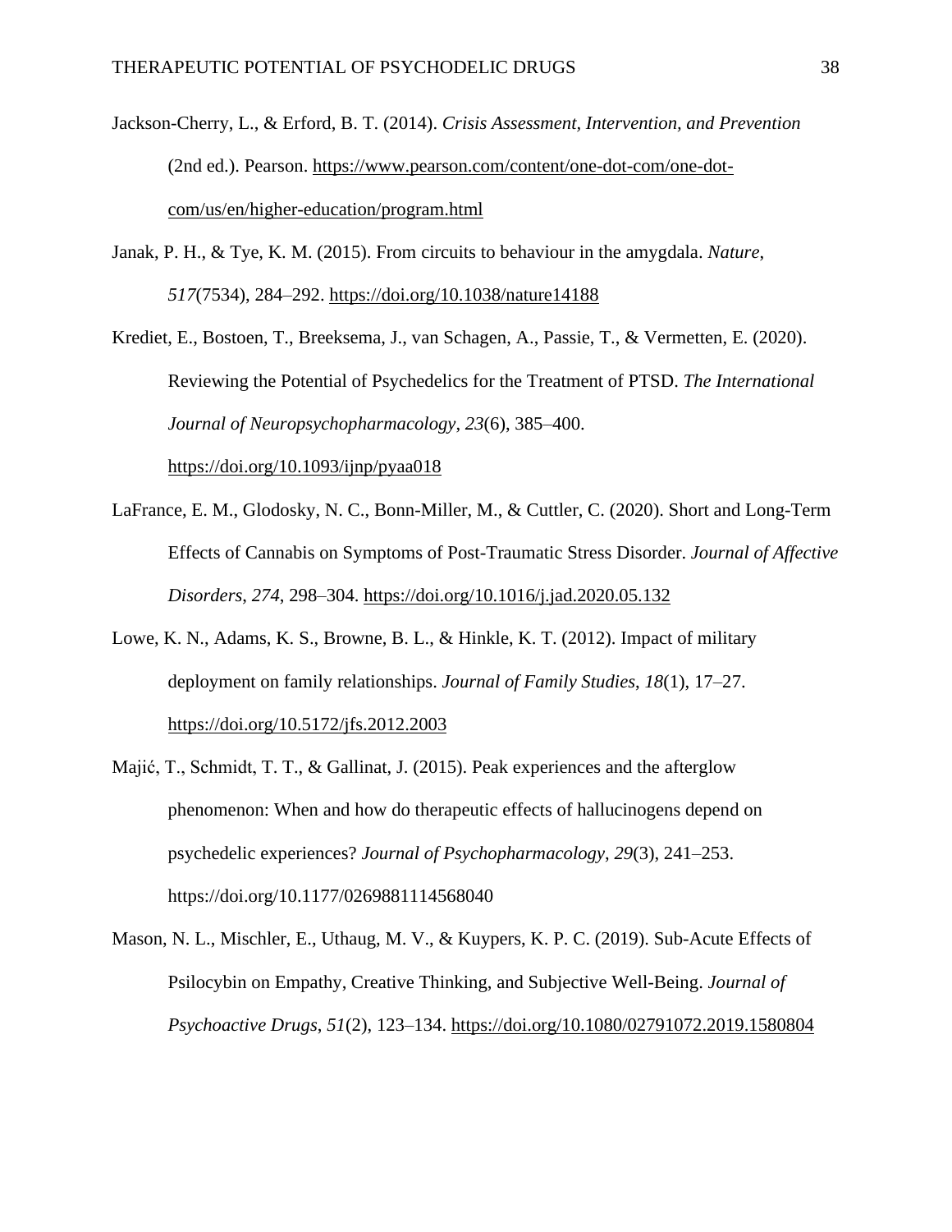Jackson-Cherry, L., & Erford, B. T. (2014). *Crisis Assessment, Intervention, and Prevention* (2nd ed.). Pearson. https://www.pearson.com/content/one-dot-com/one-dot-com/us/en/higher-education/program.html

Janak, P. H., & Tye, K. M. (2015). From circuits to behaviour in the amygdala. *Nature*, *517*(7534), 284–292. https://doi.org/10.1038/nature14188

Krediet, E., Bostoen, T., Breeksema, J., van Schagen, A., Passie, T., & Vermetten, E. (2020). Reviewing the Potential of Psychedelics for the Treatment of PTSD. *The International Journal of Neuropsychopharmacology*, *23*(6), 385–400. https://doi.org/10.1093/ijnp/pyaa018

LaFrance, E. M., Glodosky, N. C., Bonn-Miller, M., & Cuttler, C. (2020). Short and Long-Term Effects of Cannabis on Symptoms of Post-Traumatic Stress Disorder. *Journal of Affective Disorders*, *274*, 298–304. https://doi.org/10.1016/j.jad.2020.05.132

Lowe, K. N., Adams, K. S., Browne, B. L., & Hinkle, K. T. (2012). Impact of military deployment on family relationships. *Journal of Family Studies*, *18*(1), 17–27. https://doi.org/10.5172/jfs.2012.2003

Majić, T., Schmidt, T. T., & Gallinat, J. (2015). Peak experiences and the afterglow phenomenon: When and how do therapeutic effects of hallucinogens depend on psychedelic experiences? *Journal of Psychopharmacology*, *29*(3), 241–253. https://doi.org/10.1177/0269881114568040

Mason, N. L., Mischler, E., Uthaug, M. V., & Kuypers, K. P. C. (2019). Sub-Acute Effects of Psilocybin on Empathy, Creative Thinking, and Subjective Well-Being. *Journal of Psychoactive Drugs*, *51*(2), 123–134. https://doi.org/10.1080/02791072.2019.1580804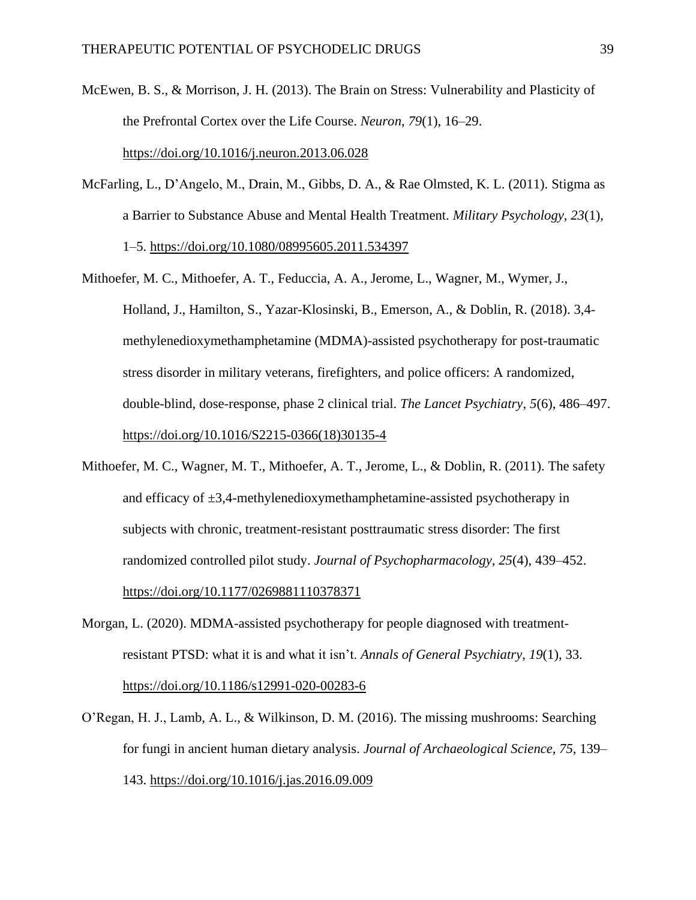McEwen, B. S., & Morrison, J. H. (2013). The Brain on Stress: Vulnerability and Plasticity of the Prefrontal Cortex over the Life Course. *Neuron*, *79*(1), 16–29. https://doi.org/10.1016/j.neuron.2013.06.028

McFarling, L., D'Angelo, M., Drain, M., Gibbs, D. A., & Rae Olmsted, K. L. (2011). Stigma as a Barrier to Substance Abuse and Mental Health Treatment. *Military Psychology*, *23*(1), 1–5. https://doi.org/10.1080/08995605.2011.534397

Mithoefer, M. C., Mithoefer, A. T., Feduccia, A. A., Jerome, L., Wagner, M., Wymer, J., Holland, J., Hamilton, S., Yazar-Klosinski, B., Emerson, A., & Doblin, R. (2018). 3,4-methylenedioxymethamphetamine (MDMA)-assisted psychotherapy for post-traumatic stress disorder in military veterans, firefighters, and police officers: A randomized, double-blind, dose-response, phase 2 clinical trial. *The Lancet Psychiatry*, *5*(6), 486–497. https://doi.org/10.1016/S2215-0366(18)30135-4

Mithoefer, M. C., Wagner, M. T., Mithoefer, A. T., Jerome, L., & Doblin, R. (2011). The safety and efficacy of ±3,4-methylenedioxymethamphetamine-assisted psychotherapy in subjects with chronic, treatment-resistant posttraumatic stress disorder: The first randomized controlled pilot study. *Journal of Psychopharmacology*, *25*(4), 439–452. https://doi.org/10.1177/0269881110378371

Morgan, L. (2020). MDMA-assisted psychotherapy for people diagnosed with treatment-resistant PTSD: what it is and what it isn't. *Annals of General Psychiatry*, *19*(1), 33. https://doi.org/10.1186/s12991-020-00283-6

O'Regan, H. J., Lamb, A. L., & Wilkinson, D. M. (2016). The missing mushrooms: Searching for fungi in ancient human dietary analysis. *Journal of Archaeological Science*, *75*, 139–143. https://doi.org/10.1016/j.jas.2016.09.009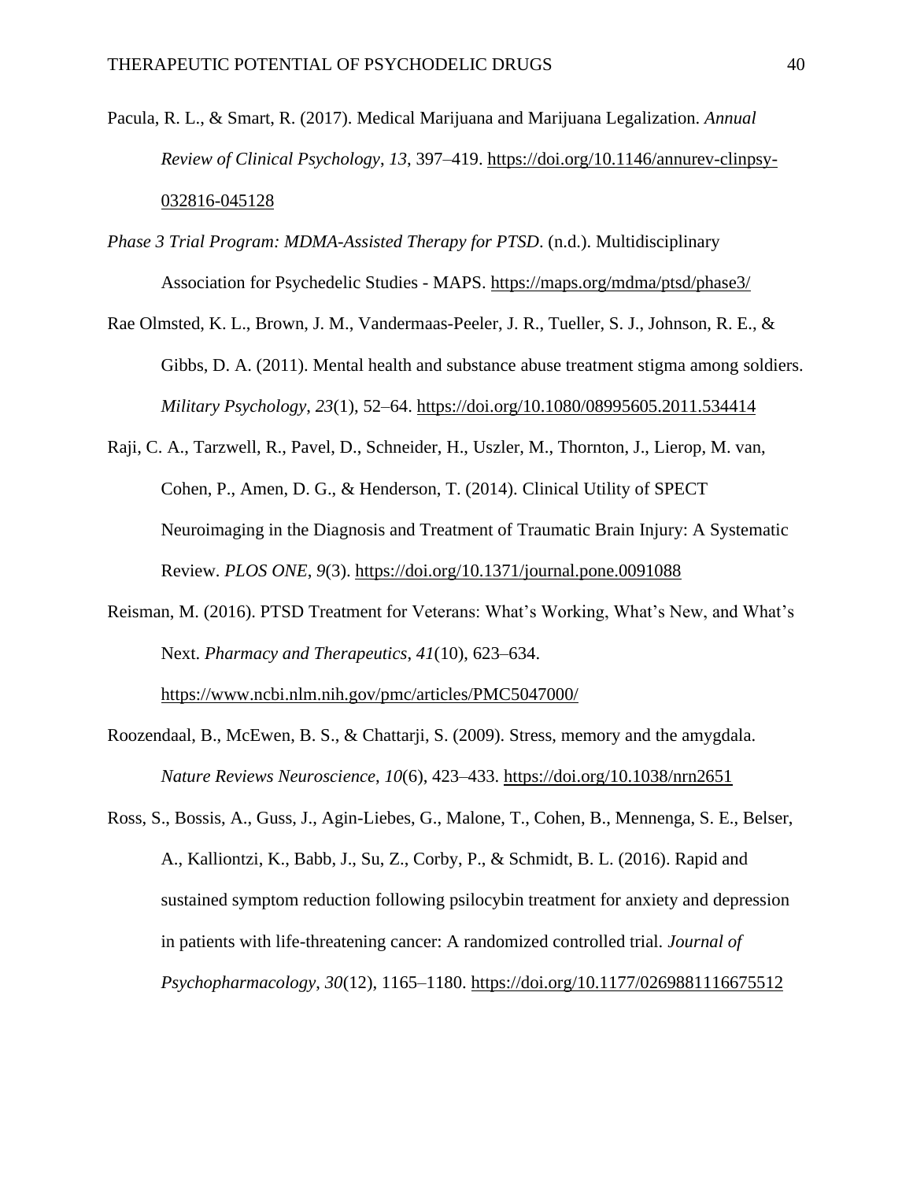Pacula, R. L., & Smart, R. (2017). Medical Marijuana and Marijuana Legalization. *Annual Review of Clinical Psychology*, *13*, 397–419. https://doi.org/10.1146/annurev-clinpsy-032816-045128

*Phase 3 Trial Program: MDMA-Assisted Therapy for PTSD*. (n.d.). Multidisciplinary Association for Psychedelic Studies - MAPS. https://maps.org/mdma/ptsd/phase3/

Rae Olmsted, K. L., Brown, J. M., Vandermaas-Peeler, J. R., Tueller, S. J., Johnson, R. E., & Gibbs, D. A. (2011). Mental health and substance abuse treatment stigma among soldiers. *Military Psychology*, *23*(1), 52–64. https://doi.org/10.1080/08995605.2011.534414

Raji, C. A., Tarzwell, R., Pavel, D., Schneider, H., Uszler, M., Thornton, J., Lierop, M. van, Cohen, P., Amen, D. G., & Henderson, T. (2014). Clinical Utility of SPECT Neuroimaging in the Diagnosis and Treatment of Traumatic Brain Injury: A Systematic Review. *PLOS ONE*, *9*(3). https://doi.org/10.1371/journal.pone.0091088

Reisman, M. (2016). PTSD Treatment for Veterans: What's Working, What's New, and What's Next. *Pharmacy and Therapeutics*, *41*(10), 623–634. https://www.ncbi.nlm.nih.gov/pmc/articles/PMC5047000/

Roozendaal, B., McEwen, B. S., & Chattarji, S. (2009). Stress, memory and the amygdala. *Nature Reviews Neuroscience*, *10*(6), 423–433. https://doi.org/10.1038/nrn2651

Ross, S., Bossis, A., Guss, J., Agin-Liebes, G., Malone, T., Cohen, B., Mennenga, S. E., Belser, A., Kalliontzi, K., Babb, J., Su, Z., Corby, P., & Schmidt, B. L. (2016). Rapid and sustained symptom reduction following psilocybin treatment for anxiety and depression in patients with life-threatening cancer: A randomized controlled trial. *Journal of Psychopharmacology*, *30*(12), 1165–1180. https://doi.org/10.1177/0269881116675512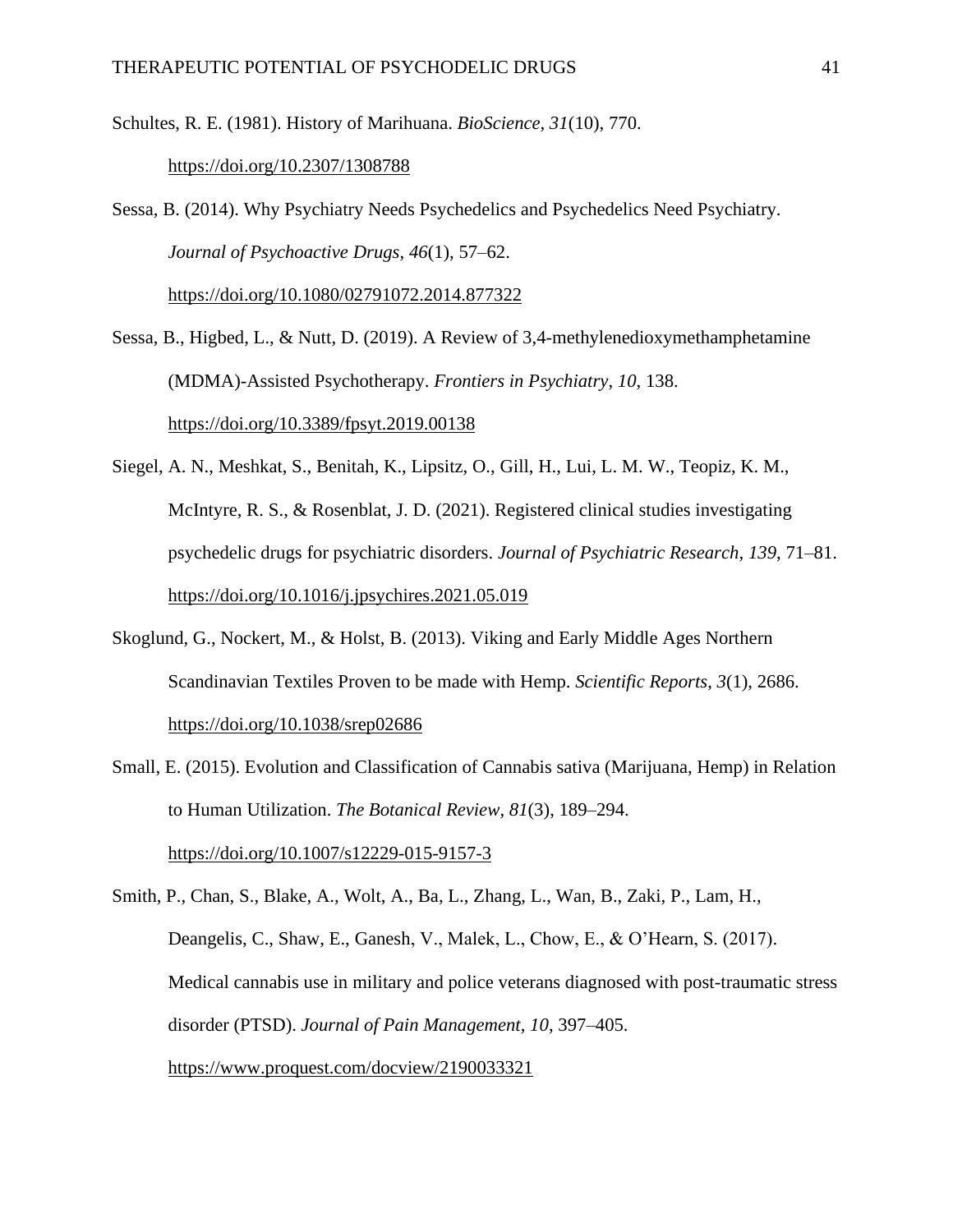Schultes, R. E. (1981). History of Marihuana. *BioScience*, *31*(10), 770. https://doi.org/10.2307/1308788

Sessa, B. (2014). Why Psychiatry Needs Psychedelics and Psychedelics Need Psychiatry. *Journal of Psychoactive Drugs*, *46*(1), 57–62. https://doi.org/10.1080/02791072.2014.877322

Sessa, B., Higbed, L., & Nutt, D. (2019). A Review of 3,4-methylenedioxymethamphetamine (MDMA)-Assisted Psychotherapy. *Frontiers in Psychiatry*, *10*, 138. https://doi.org/10.3389/fpsyt.2019.00138

Siegel, A. N., Meshkat, S., Benitah, K., Lipsitz, O., Gill, H., Lui, L. M. W., Teopiz, K. M., McIntyre, R. S., & Rosenblat, J. D. (2021). Registered clinical studies investigating psychedelic drugs for psychiatric disorders. *Journal of Psychiatric Research*, *139*, 71–81. https://doi.org/10.1016/j.jpsychires.2021.05.019

Skoglund, G., Nockert, M., & Holst, B. (2013). Viking and Early Middle Ages Northern Scandinavian Textiles Proven to be made with Hemp. *Scientific Reports*, *3*(1), 2686. https://doi.org/10.1038/srep02686

Small, E. (2015). Evolution and Classification of Cannabis sativa (Marijuana, Hemp) in Relation to Human Utilization. *The Botanical Review*, *81*(3), 189–294. https://doi.org/10.1007/s12229-015-9157-3

Smith, P., Chan, S., Blake, A., Wolt, A., Ba, L., Zhang, L., Wan, B., Zaki, P., Lam, H., Deangelis, C., Shaw, E., Ganesh, V., Malek, L., Chow, E., & O'Hearn, S. (2017). Medical cannabis use in military and police veterans diagnosed with post-traumatic stress disorder (PTSD). *Journal of Pain Management*, *10*, 397–405. https://www.proquest.com/docview/2190033321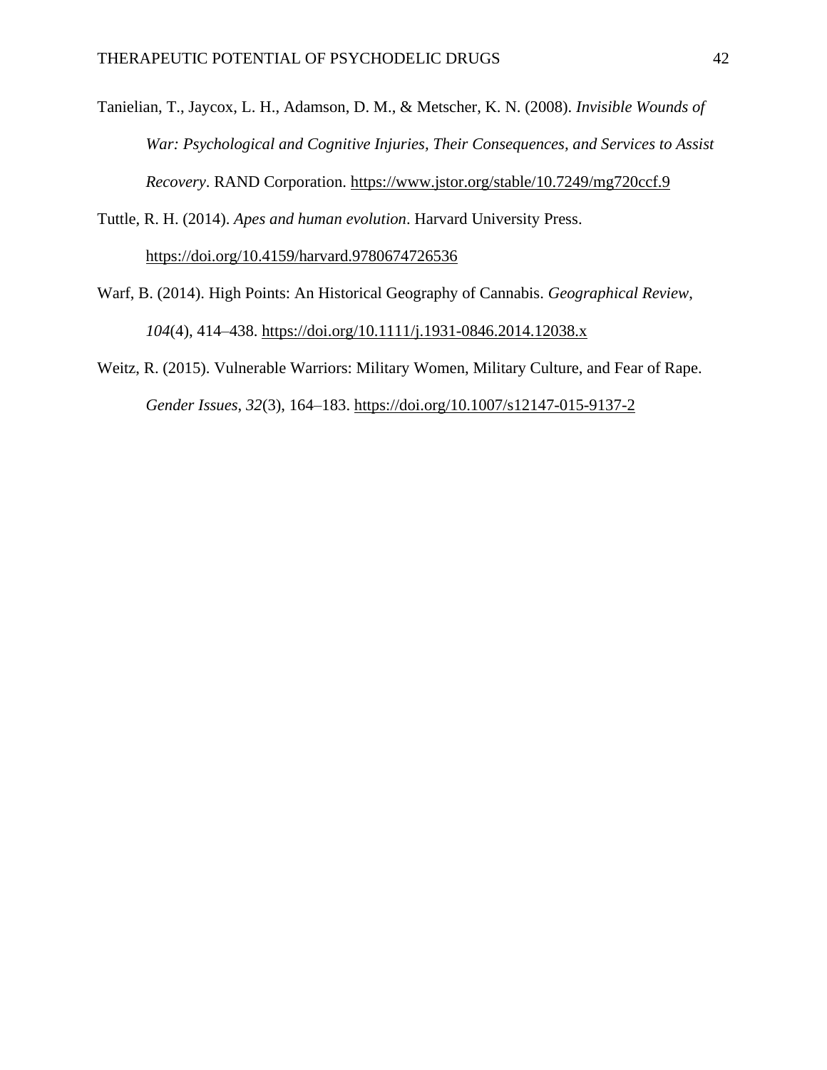Tanielian, T., Jaycox, L. H., Adamson, D. M., & Metscher, K. N. (2008). *Invisible Wounds of War: Psychological and Cognitive Injuries, Their Consequences, and Services to Assist Recovery*. RAND Corporation. https://www.jstor.org/stable/10.7249/mg720ccf.9

Tuttle, R. H. (2014). *Apes and human evolution*. Harvard University Press. https://doi.org/10.4159/harvard.9780674726536

Warf, B. (2014). High Points: An Historical Geography of Cannabis. *Geographical Review*, *104*(4), 414–438. https://doi.org/10.1111/j.1931-0846.2014.12038.x

Weitz, R. (2015). Vulnerable Warriors: Military Women, Military Culture, and Fear of Rape. *Gender Issues*, *32*(3), 164–183. https://doi.org/10.1007/s12147-015-9137-2